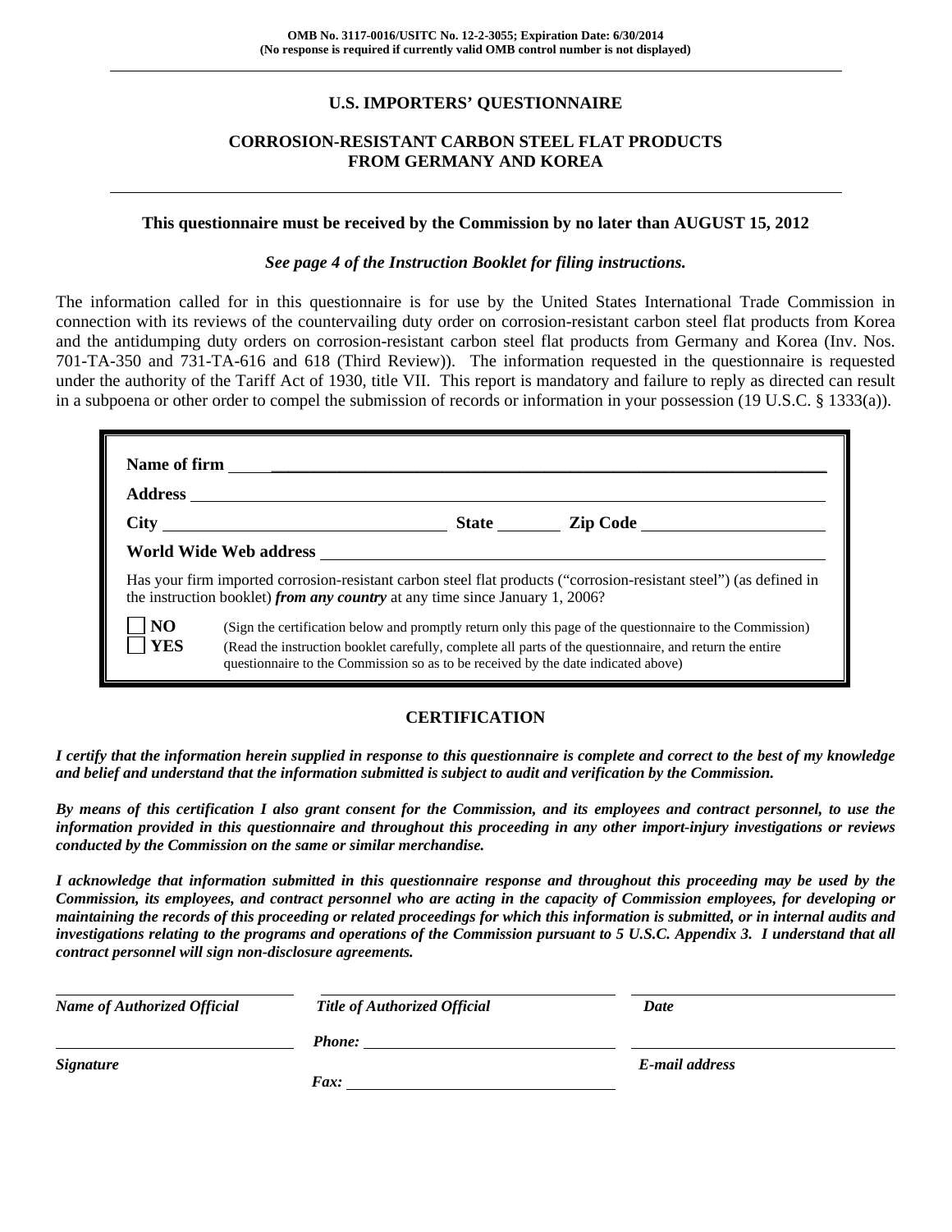**OMB No. 3117-0016/USITC No. 12-2-3055; Expiration Date: 6/30/2014**
**(No response is required if currently valid OMB control number is not displayed)**

# U.S. IMPORTERS' QUESTIONNAIRE

## CORROSION-RESISTANT CARBON STEEL FLAT PRODUCTS FROM GERMANY AND KOREA

**This questionnaire must be received by the Commission by no later than AUGUST 15, 2012**

***See page 4 of the Instruction Booklet for filing instructions.***

The information called for in this questionnaire is for use by the United States International Trade Commission in connection with its reviews of the countervailing duty order on corrosion-resistant carbon steel flat products from Korea and the antidumping duty orders on corrosion-resistant carbon steel flat products from Germany and Korea (Inv. Nos. 701-TA-350 and 731-TA-616 and 618 (Third Review)). The information requested in the questionnaire is requested under the authority of the Tariff Act of 1930, title VII. This report is mandatory and failure to reply as directed can result in a subpoena or other order to compel the submission of records or information in your possession (19 U.S.C. § 1333(a)).

**Name of firm** ______________________________

**Address** ______________________________

**City** ______________ **State** ________ **Zip Code** ______________

**World Wide Web address** ______________________________

Has your firm imported corrosion-resistant carbon steel flat products ("corrosion-resistant steel") (as defined in the instruction booklet) ***from any country*** at any time since January 1, 2006?

☐ **NO** (Sign the certification below and promptly return only this page of the questionnaire to the Commission)

☐ **YES** (Read the instruction booklet carefully, complete all parts of the questionnaire, and return the entire questionnaire to the Commission so as to be received by the date indicated above)

## CERTIFICATION

***I certify that the information herein supplied in response to this questionnaire is complete and correct to the best of my knowledge and belief and understand that the information submitted is subject to audit and verification by the Commission.***

***By means of this certification I also grant consent for the Commission, and its employees and contract personnel, to use the information provided in this questionnaire and throughout this proceeding in any other import-injury investigations or reviews conducted by the Commission on the same or similar merchandise.***

***I acknowledge that information submitted in this questionnaire response and throughout this proceeding may be used by the Commission, its employees, and contract personnel who are acting in the capacity of Commission employees, for developing or maintaining the records of this proceeding or related proceedings for which this information is submitted, or in internal audits and investigations relating to the programs and operations of the Commission pursuant to 5 U.S.C. Appendix 3. I understand that all contract personnel will sign non-disclosure agreements.***

| ______________________________ | ______________________________ | ______________________________ |
|---|---|---|
| ***Name of Authorized Official*** | ***Title of Authorized Official*** | ***Date*** |
| ______________________________ | ***Phone:*** ______________________ | ______________________________ |
| ***Signature*** | ***Fax:*** ______________________ | ***E-mail address*** |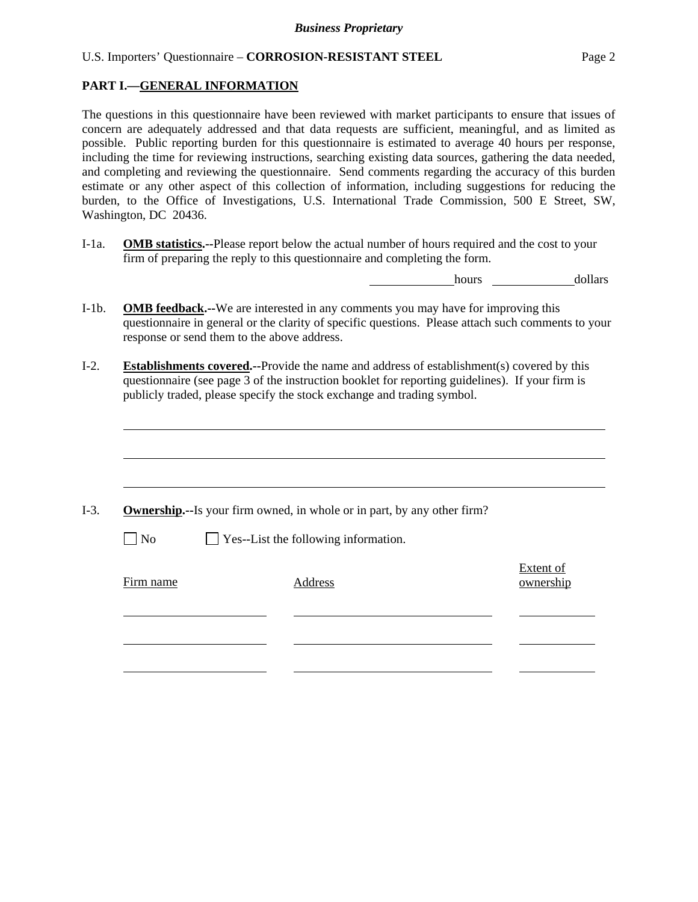## PART I.—GENERAL INFORMATION

The questions in this questionnaire have been reviewed with market participants to ensure that issues of concern are adequately addressed and that data requests are sufficient, meaningful, and as limited as possible. Public reporting burden for this questionnaire is estimated to average 40 hours per response, including the time for reviewing instructions, searching existing data sources, gathering the data needed, and completing and reviewing the questionnaire. Send comments regarding the accuracy of this burden estimate or any other aspect of this collection of information, including suggestions for reducing the burden, to the Office of Investigations, U.S. International Trade Commission, 500 E Street, SW, Washington, DC 20436.

I-1a. **OMB statistics.**--Please report below the actual number of hours required and the cost to your firm of preparing the reply to this questionnaire and completing the form.

\_\_\_\_\_\_\_\_\_\_\_\_ hours \_\_\_\_\_\_\_\_\_\_\_\_ dollars

I-1b. **OMB feedback.**--We are interested in any comments you may have for improving this questionnaire in general or the clarity of specific questions. Please attach such comments to your response or send them to the above address.

I-2. **Establishments covered.**--Provide the name and address of establishment(s) covered by this questionnaire (see page 3 of the instruction booklet for reporting guidelines). If your firm is publicly traded, please specify the stock exchange and trading symbol.

\_\_\_\_\_\_\_\_\_\_\_\_\_\_\_\_\_\_\_\_\_\_\_\_\_\_\_\_\_\_\_\_\_\_\_\_\_\_\_\_\_\_\_\_\_\_\_\_\_\_\_\_\_\_\_\_\_\_

\_\_\_\_\_\_\_\_\_\_\_\_\_\_\_\_\_\_\_\_\_\_\_\_\_\_\_\_\_\_\_\_\_\_\_\_\_\_\_\_\_\_\_\_\_\_\_\_\_\_\_\_\_\_\_\_\_\_

\_\_\_\_\_\_\_\_\_\_\_\_\_\_\_\_\_\_\_\_\_\_\_\_\_\_\_\_\_\_\_\_\_\_\_\_\_\_\_\_\_\_\_\_\_\_\_\_\_\_\_\_\_\_\_\_\_\_

I-3. **Ownership.**--Is your firm owned, in whole or in part, by any other firm?

☐ No ☐ Yes--List the following information.

| Firm name | Address | Extent of ownership |
|---|---|---|
| | | |
| | | |
| | | |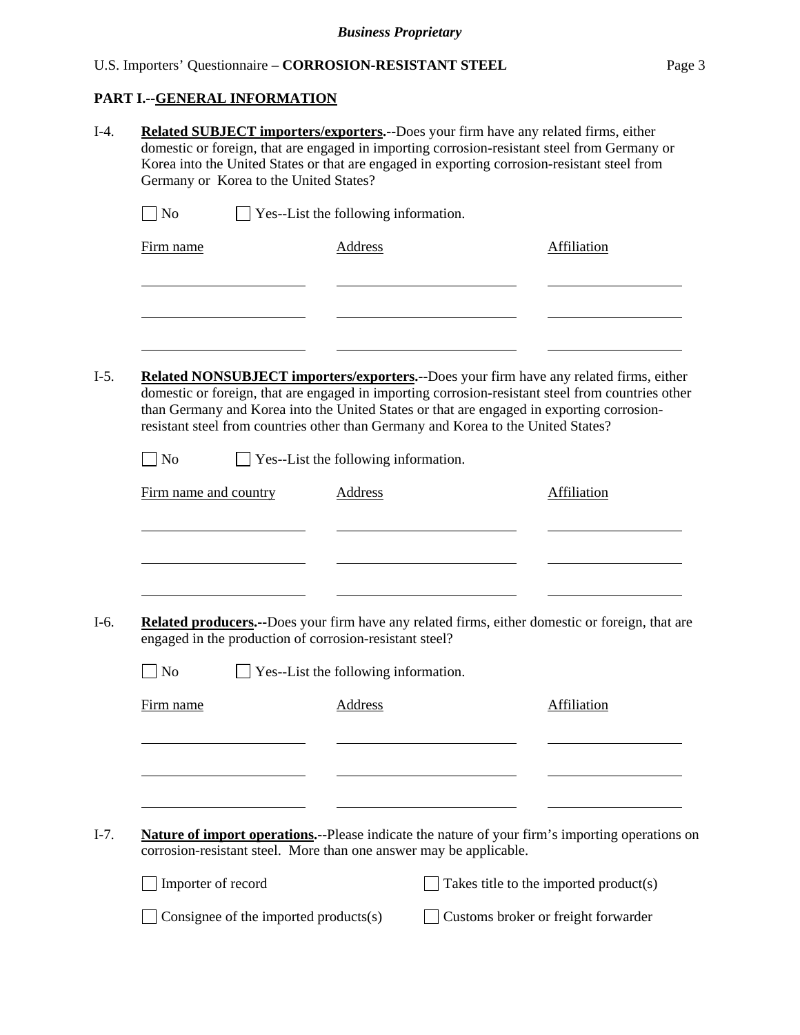## PART I.--GENERAL INFORMATION

I-4. **Related SUBJECT importers/exporters.**--Does your firm have any related firms, either domestic or foreign, that are engaged in importing corrosion-resistant steel from Germany or Korea into the United States or that are engaged in exporting corrosion-resistant steel from Germany or Korea to the United States?

☐ No ☐ Yes--List the following information.

| Firm name | Address | Affiliation |
|---|---|---|
| | | |
| | | |
| | | |

I-5. **Related NONSUBJECT importers/exporters.**--Does your firm have any related firms, either domestic or foreign, that are engaged in importing corrosion-resistant steel from countries other than Germany and Korea into the United States or that are engaged in exporting corrosion-resistant steel from countries other than Germany and Korea to the United States?

☐ No ☐ Yes--List the following information.

| Firm name and country | Address | Affiliation |
|---|---|---|
| | | |
| | | |
| | | |

I-6. **Related producers.**--Does your firm have any related firms, either domestic or foreign, that are engaged in the production of corrosion-resistant steel?

☐ No ☐ Yes--List the following information.

| Firm name | Address | Affiliation |
|---|---|---|
| | | |
| | | |
| | | |

I-7. **Nature of import operations.**--Please indicate the nature of your firm's importing operations on corrosion-resistant steel. More than one answer may be applicable.

☐ Importer of record ☐ Takes title to the imported product(s)

☐ Consignee of the imported products(s) ☐ Customs broker or freight forwarder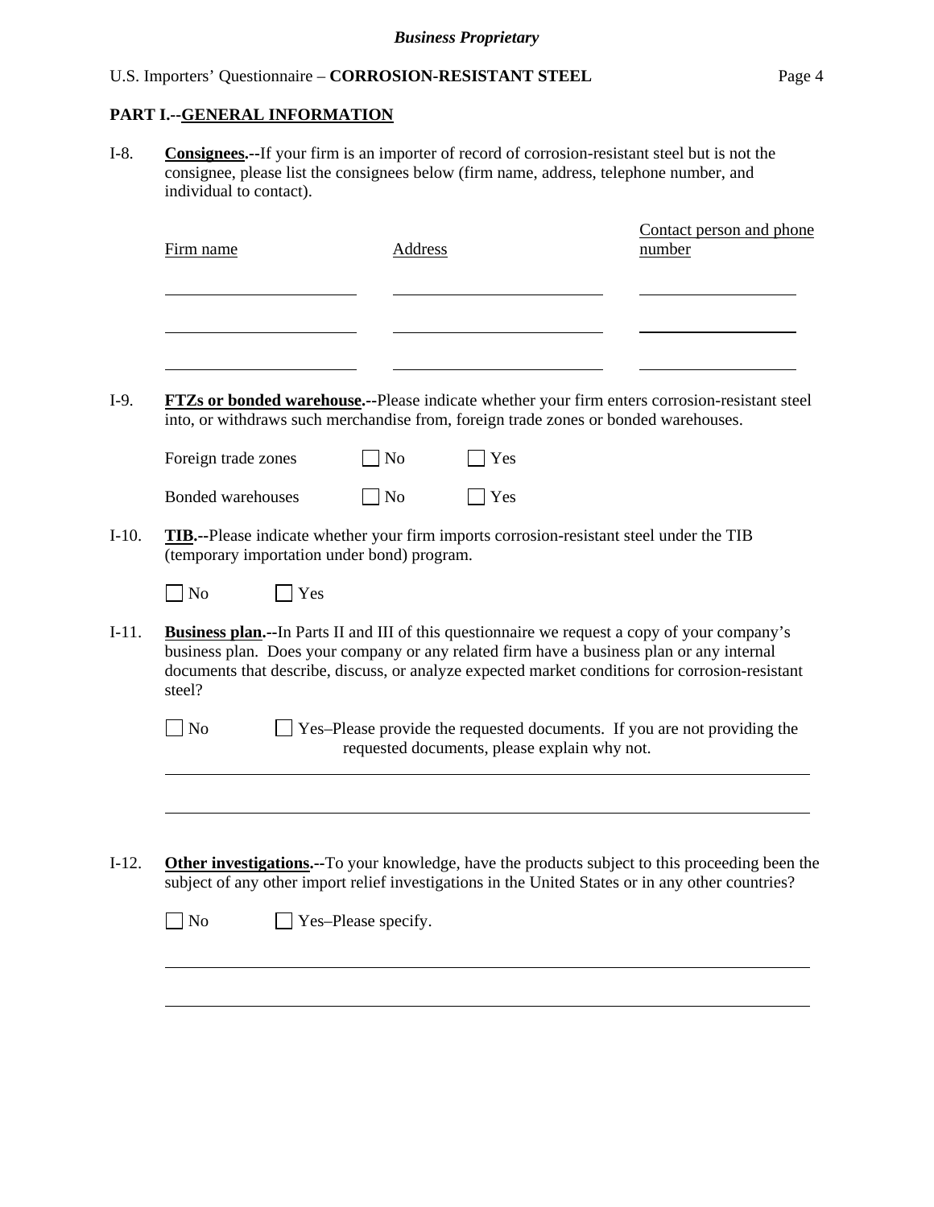## PART I.--GENERAL INFORMATION

I-8. **Consignees.--**If your firm is an importer of record of corrosion-resistant steel but is not the consignee, please list the consignees below (firm name, address, telephone number, and individual to contact).

| Firm name | Address | Contact person and phone number |
|---|---|---|
| | | |
| | | |
| | | |

I-9. **FTZs or bonded warehouse.--**Please indicate whether your firm enters corrosion-resistant steel into, or withdraws such merchandise from, foreign trade zones or bonded warehouses.

Foreign trade zones ☐ No ☐ Yes

Bonded warehouses ☐ No ☐ Yes

I-10. **TIB.--**Please indicate whether your firm imports corrosion-resistant steel under the TIB (temporary importation under bond) program.

☐ No ☐ Yes

I-11. **Business plan.--**In Parts II and III of this questionnaire we request a copy of your company's business plan. Does your company or any related firm have a business plan or any internal documents that describe, discuss, or analyze expected market conditions for corrosion-resistant steel?

☐ No ☐ Yes–Please provide the requested documents. If you are not providing the requested documents, please explain why not.

______________________________________________________________________

______________________________________________________________________

I-12. **Other investigations.--**To your knowledge, have the products subject to this proceeding been the subject of any other import relief investigations in the United States or in any other countries?

☐ No ☐ Yes–Please specify.

______________________________________________________________________

______________________________________________________________________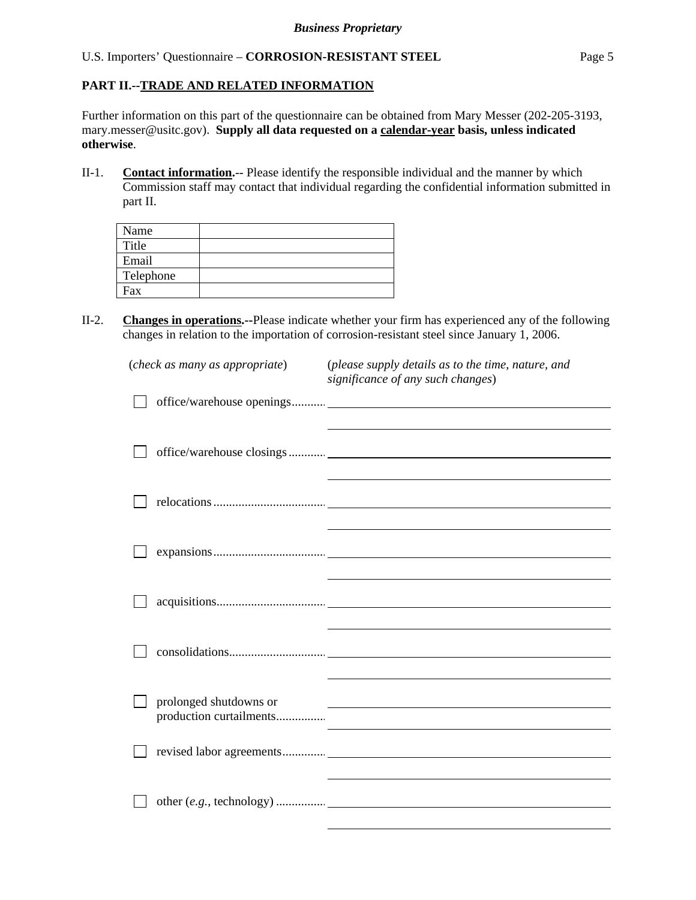*Business Proprietary*

U.S. Importers' Questionnaire – **CORROSION-RESISTANT STEEL**

## PART II.--TRADE AND RELATED INFORMATION

Further information on this part of the questionnaire can be obtained from Mary Messer (202-205-3193, mary.messer@usitc.gov). **Supply all data requested on a calendar-year basis, unless indicated otherwise**.

II-1. **Contact information.**-- Please identify the responsible individual and the manner by which Commission staff may contact that individual regarding the confidential information submitted in part II.

| | |
|---|---|
| Name | |
| Title | |
| Email | |
| Telephone | |
| Fax | |

II-2. **Changes in operations.--**Please indicate whether your firm has experienced any of the following changes in relation to the importation of corrosion-resistant steel since January 1, 2006.

(*check as many as appropriate*) (*please supply details as to the time, nature, and significance of any such changes*)

- ☐ office/warehouse openings ............ ______________________________
- ☐ office/warehouse closings ............ ______________________________
- ☐ relocations ............ ______________________________
- ☐ expansions ............ ______________________________
- ☐ acquisitions ............ ______________________________
- ☐ consolidations ............ ______________________________
- ☐ prolonged shutdowns or production curtailments ............ ______________________________
- ☐ revised labor agreements ............ ______________________________
- ☐ other (*e.g.*, technology) ............ ______________________________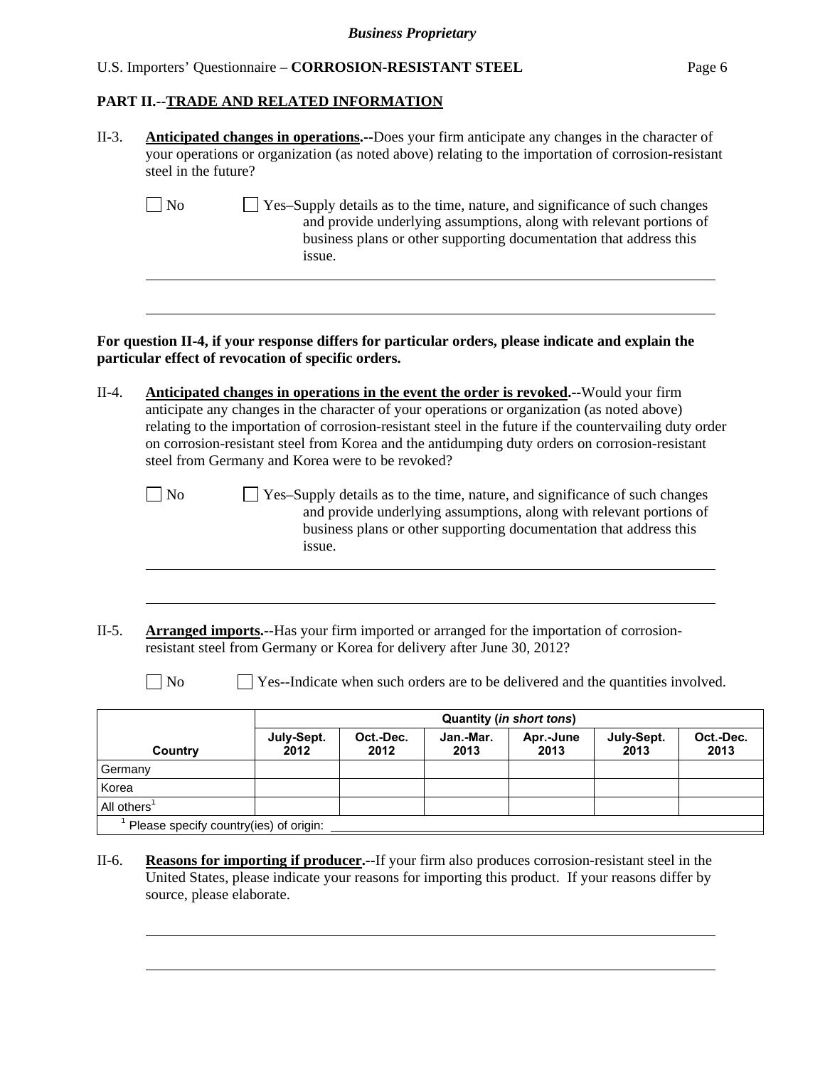*Business Proprietary*

## PART II.--TRADE AND RELATED INFORMATION

II-3. **Anticipated changes in operations.--**Does your firm anticipate any changes in the character of your operations or organization (as noted above) relating to the importation of corrosion-resistant steel in the future?

☐ No ☐ Yes–Supply details as to the time, nature, and significance of such changes and provide underlying assumptions, along with relevant portions of business plans or other supporting documentation that address this issue.

**For question II-4, if your response differs for particular orders, please indicate and explain the particular effect of revocation of specific orders.**

II-4. **Anticipated changes in operations in the event the order is revoked.--**Would your firm anticipate any changes in the character of your operations or organization (as noted above) relating to the importation of corrosion-resistant steel in the future if the countervailing duty order on corrosion-resistant steel from Korea and the antidumping duty orders on corrosion-resistant steel from Germany and Korea were to be revoked?

☐ No ☐ Yes–Supply details as to the time, nature, and significance of such changes and provide underlying assumptions, along with relevant portions of business plans or other supporting documentation that address this issue.

II-5. **Arranged imports.--**Has your firm imported or arranged for the importation of corrosion-resistant steel from Germany or Korea for delivery after June 30, 2012?

☐ No ☐ Yes--Indicate when such orders are to be delivered and the quantities involved.

| | Quantity (*in short tons*) | | | | | |
|---|---|---|---|---|---|---|
| **Country** | **July-Sept. 2012** | **Oct.-Dec. 2012** | **Jan.-Mar. 2013** | **Apr.-June 2013** | **July-Sept. 2013** | **Oct.-Dec. 2013** |
| Germany | | | | | | |
| Korea | | | | | | |
| All others[1] | | | | | | |

[1] Please specify country(ies) of origin:

II-6. **Reasons for importing if producer.--**If your firm also produces corrosion-resistant steel in the United States, please indicate your reasons for importing this product. If your reasons differ by source, please elaborate.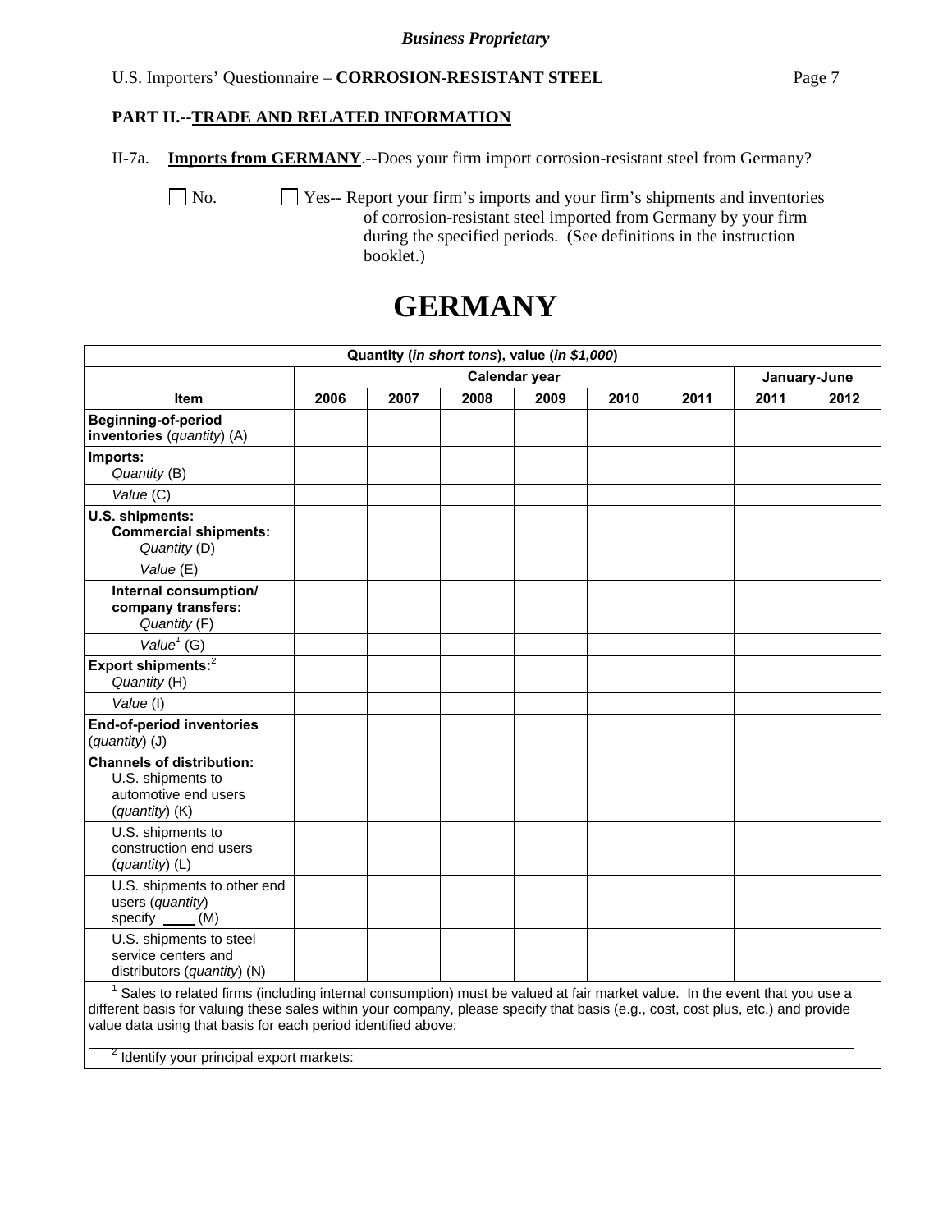## PART II.--TRADE AND RELATED INFORMATION

II-7a. **Imports from GERMANY**.--Does your firm import corrosion-resistant steel from Germany?

☐ No. ☐ Yes-- Report your firm's imports and your firm's shipments and inventories of corrosion-resistant steel imported from Germany by your firm during the specified periods. (See definitions in the instruction booklet.)

# GERMANY

| Quantity (*in short tons*), value (*in $1,000*) | | | | | | | | |
|---|---|---|---|---|---|---|---|---|
| | Calendar year | | | | | | January-June | |
| **Item** | **2006** | **2007** | **2008** | **2009** | **2010** | **2011** | **2011** | **2012** |
| **Beginning-of-period inventories** (*quantity*) (A) | | | | | | | | |
| **Imports:** *Quantity* (B) | | | | | | | | |
| *Value* (C) | | | | | | | | |
| **U.S. shipments: Commercial shipments:** *Quantity* (D) | | | | | | | | |
| *Value* (E) | | | | | | | | |
| **Internal consumption/ company transfers:** *Quantity* (F) | | | | | | | | |
| *Value*[1] (G) | | | | | | | | |
| **Export shipments:**[2] *Quantity* (H) | | | | | | | | |
| *Value* (I) | | | | | | | | |
| **End-of-period inventories** (*quantity*) (J) | | | | | | | | |
| **Channels of distribution:** U.S. shipments to automotive end users (*quantity*) (K) | | | | | | | | |
| U.S. shipments to construction end users (*quantity*) (L) | | | | | | | | |
| U.S. shipments to other end users (*quantity*) specify ____ (M) | | | | | | | | |
| U.S. shipments to steel service centers and distributors (*quantity*) (N) | | | | | | | | |

[1] Sales to related firms (including internal consumption) must be valued at fair market value. In the event that you use a different basis for valuing these sales within your company, please specify that basis (e.g., cost, cost plus, etc.) and provide value data using that basis for each period identified above:

[2] Identify your principal export markets: ____________________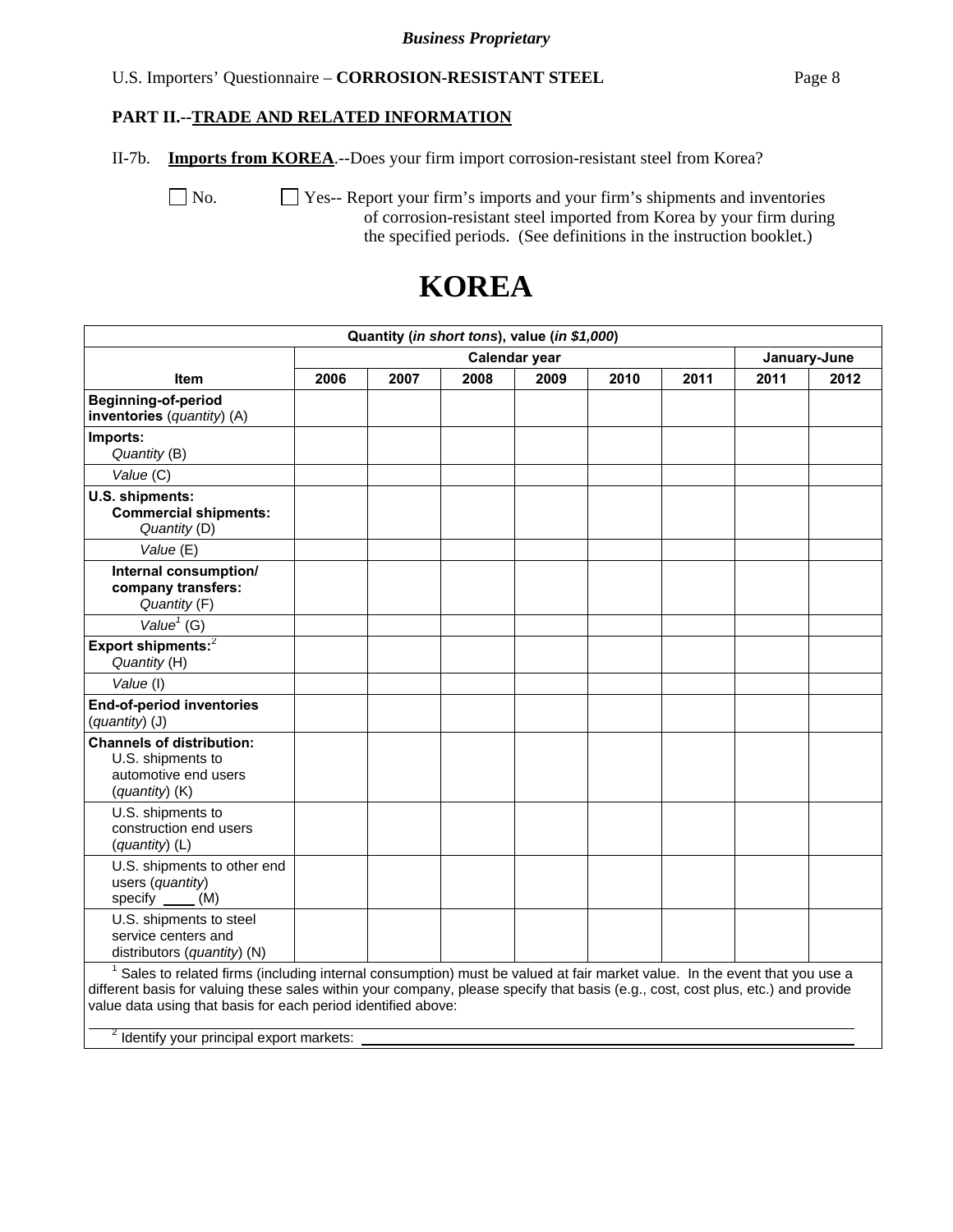*Business Proprietary*

U.S. Importers' Questionnaire – **CORROSION-RESISTANT STEEL**

**PART II.--TRADE AND RELATED INFORMATION**

II-7b. **Imports from KOREA**.--Does your firm import corrosion-resistant steel from Korea?

☐ No. ☐ Yes-- Report your firm's imports and your firm's shipments and inventories of corrosion-resistant steel imported from Korea by your firm during the specified periods. (See definitions in the instruction booklet.)

# KOREA

| Quantity (*in short tons*), value (*in $1,000*) | | | | | | | | |
|---|---|---|---|---|---|---|---|---|
| | Calendar year | | | | | | January-June | |
| **Item** | **2006** | **2007** | **2008** | **2009** | **2010** | **2011** | **2011** | **2012** |
| **Beginning-of-period inventories** (*quantity*) (A) | | | | | | | | |
| **Imports:** *Quantity* (B) | | | | | | | | |
| *Value* (C) | | | | | | | | |
| **U.S. shipments:** **Commercial shipments:** *Quantity* (D) | | | | | | | | |
| *Value* (E) | | | | | | | | |
| **Internal consumption/ company transfers:** *Quantity* (F) | | | | | | | | |
| *Value*[1] (G) | | | | | | | | |
| **Export shipments:**[2] *Quantity* (H) | | | | | | | | |
| *Value* (I) | | | | | | | | |
| **End-of-period inventories** (*quantity*) (J) | | | | | | | | |
| **Channels of distribution:** U.S. shipments to automotive end users (*quantity*) (K) | | | | | | | | |
| U.S. shipments to construction end users (*quantity*) (L) | | | | | | | | |
| U.S. shipments to other end users (*quantity*) specify ____ (M) | | | | | | | | |
| U.S. shipments to steel service centers and distributors (*quantity*) (N) | | | | | | | | |

[1] Sales to related firms (including internal consumption) must be valued at fair market value. In the event that you use a different basis for valuing these sales within your company, please specify that basis (e.g., cost, cost plus, etc.) and provide value data using that basis for each period identified above:

[2] Identify your principal export markets: ____________________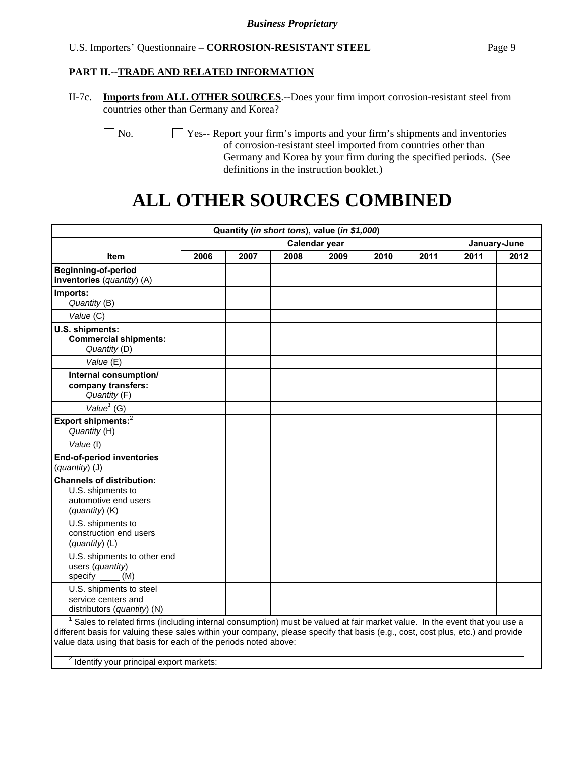**Business Proprietary**

**PART II.--TRADE AND RELATED INFORMATION**

II-7c. **Imports from ALL OTHER SOURCES**.--Does your firm import corrosion-resistant steel from countries other than Germany and Korea?

☐ No. ☐ Yes-- Report your firm's imports and your firm's shipments and inventories of corrosion-resistant steel imported from countries other than Germany and Korea by your firm during the specified periods. (See definitions in the instruction booklet.)

# ALL OTHER SOURCES COMBINED

| Quantity (*in short tons*), value (*in $1,000*) | | | | | | | | |
|---|---|---|---|---|---|---|---|---|
| | Calendar year | | | | | | January-June | |
| **Item** | **2006** | **2007** | **2008** | **2009** | **2010** | **2011** | **2011** | **2012** |
| **Beginning-of-period inventories** (*quantity*) (A) | | | | | | | | |
| **Imports:** *Quantity* (B) | | | | | | | | |
| *Value* (C) | | | | | | | | |
| **U.S. shipments: Commercial shipments:** *Quantity* (D) | | | | | | | | |
| *Value* (E) | | | | | | | | |
| **Internal consumption/ company transfers:** *Quantity* (F) | | | | | | | | |
| *Value*[1] (G) | | | | | | | | |
| **Export shipments:**[2] *Quantity* (H) | | | | | | | | |
| *Value* (I) | | | | | | | | |
| **End-of-period inventories** (*quantity*) (J) | | | | | | | | |
| **Channels of distribution:** U.S. shipments to automotive end users (*quantity*) (K) | | | | | | | | |
| U.S. shipments to construction end users (*quantity*) (L) | | | | | | | | |
| U.S. shipments to other end users (*quantity*) specify ____ (M) | | | | | | | | |
| U.S. shipments to steel service centers and distributors (*quantity*) (N) | | | | | | | | |

[1] Sales to related firms (including internal consumption) must be valued at fair market value. In the event that you use a different basis for valuing these sales within your company, please specify that basis (e.g., cost, cost plus, etc.) and provide value data using that basis for each of the periods noted above:

______________________________________________________________________

[2] Identify your principal export markets: ______________________________________________________________________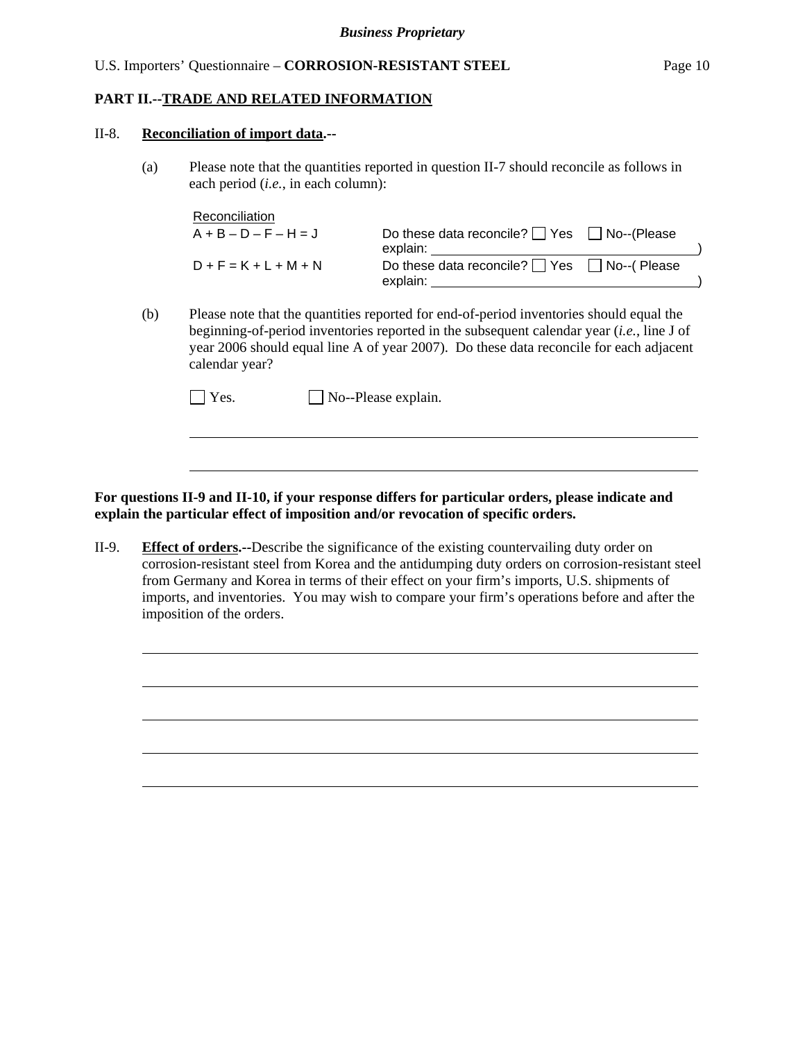## PART II.--TRADE AND RELATED INFORMATION

II-8. **Reconciliation of import data.--**

(a) Please note that the quantities reported in question II-7 should reconcile as follows in each period (*i.e.*, in each column):

| Reconciliation | |
|---|---|
| A + B – D – F – H = J | Do these data reconcile? ☐ Yes ☐ No--(Please explain: ______________________) |
| D + F = K + L + M + N | Do these data reconcile? ☐ Yes ☐ No--( Please explain: ______________________) |

(b) Please note that the quantities reported for end-of-period inventories should equal the beginning-of-period inventories reported in the subsequent calendar year (*i.e.*, line J of year 2006 should equal line A of year 2007). Do these data reconcile for each adjacent calendar year?

☐ Yes. ☐ No--Please explain.

______________________________________________________________________

______________________________________________________________________

**For questions II-9 and II-10, if your response differs for particular orders, please indicate and explain the particular effect of imposition and/or revocation of specific orders.**

II-9. **Effect of orders.--**Describe the significance of the existing countervailing duty order on corrosion-resistant steel from Korea and the antidumping duty orders on corrosion-resistant steel from Germany and Korea in terms of their effect on your firm's imports, U.S. shipments of imports, and inventories. You may wish to compare your firm's operations before and after the imposition of the orders.

______________________________________________________________________

______________________________________________________________________

______________________________________________________________________

______________________________________________________________________

______________________________________________________________________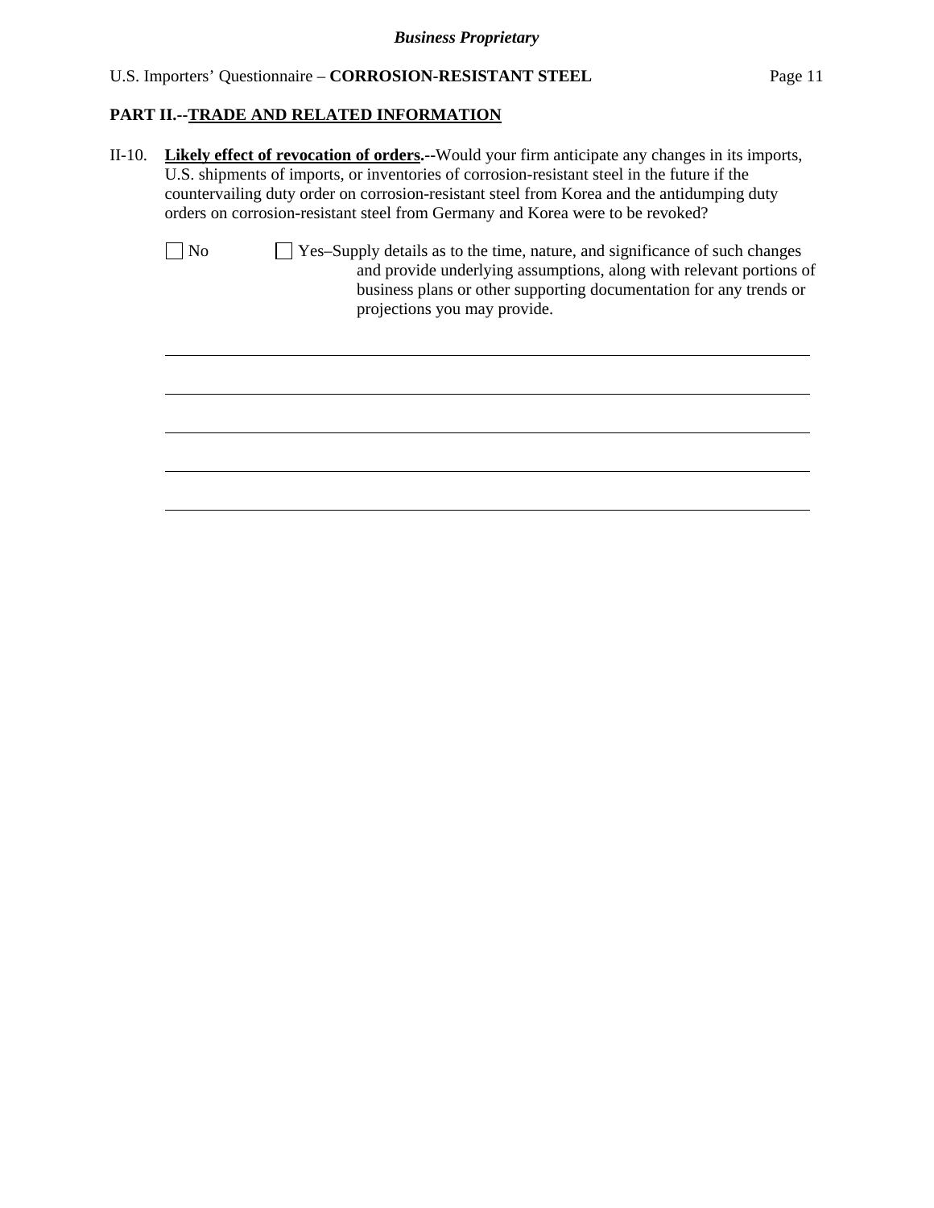## PART II.--TRADE AND RELATED INFORMATION

II-10. **Likely effect of revocation of orders.--**Would your firm anticipate any changes in its imports, U.S. shipments of imports, or inventories of corrosion-resistant steel in the future if the countervailing duty order on corrosion-resistant steel from Korea and the antidumping duty orders on corrosion-resistant steel from Germany and Korea were to be revoked?

☐ No ☐ Yes–Supply details as to the time, nature, and significance of such changes and provide underlying assumptions, along with relevant portions of business plans or other supporting documentation for any trends or projections you may provide.

______________________________________________________________________

______________________________________________________________________

______________________________________________________________________

______________________________________________________________________

______________________________________________________________________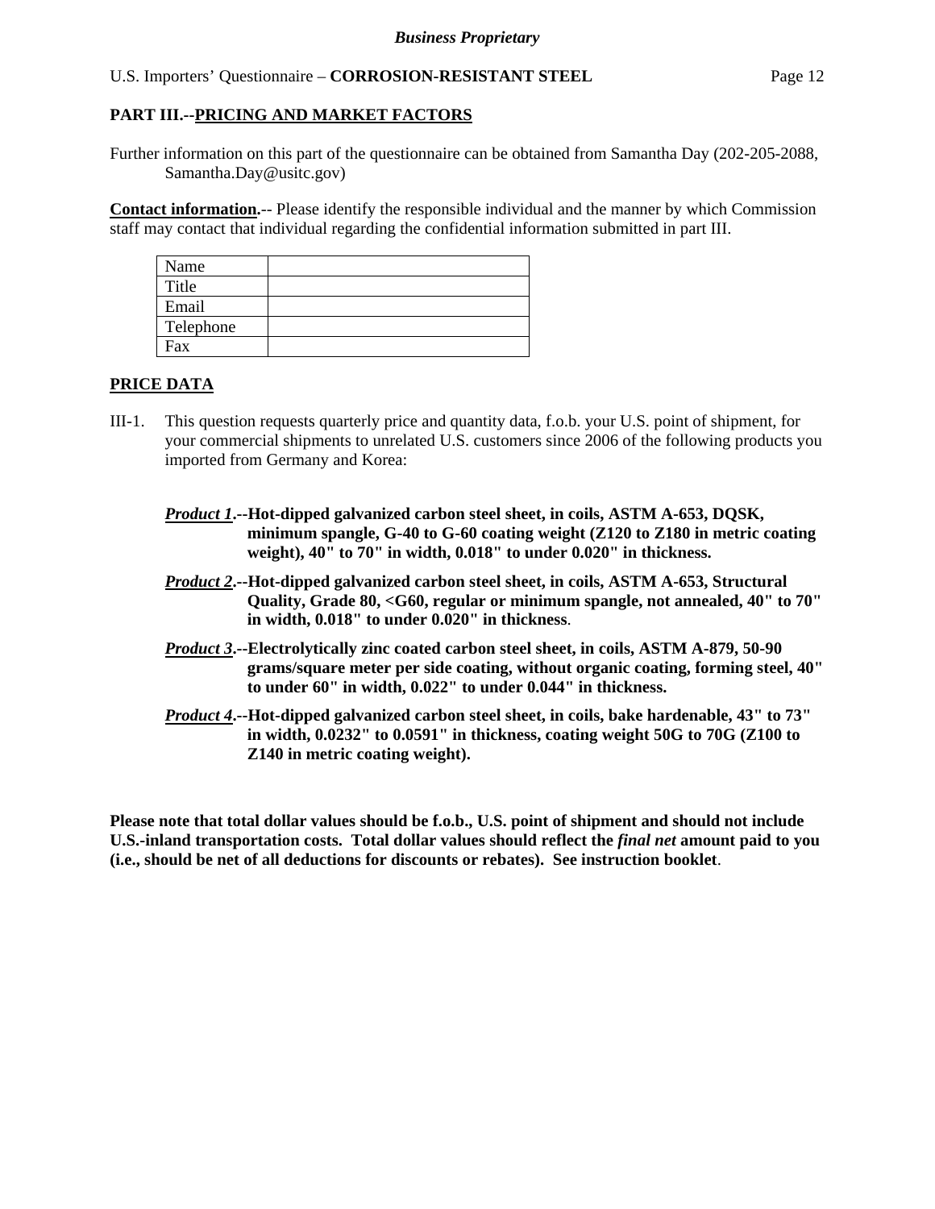**Business Proprietary**

U.S. Importers' Questionnaire – **CORROSION-RESISTANT STEEL**

## PART III.--PRICING AND MARKET FACTORS

Further information on this part of the questionnaire can be obtained from Samantha Day (202-205-2088, Samantha.Day@usitc.gov)

**Contact information.**-- Please identify the responsible individual and the manner by which Commission staff may contact that individual regarding the confidential information submitted in part III.

| Name | |
|---|---|
| Title | |
| Email | |
| Telephone | |
| Fax | |

**PRICE DATA**

III-1. This question requests quarterly price and quantity data, f.o.b. your U.S. point of shipment, for your commercial shipments to unrelated U.S. customers since 2006 of the following products you imported from Germany and Korea:

***Product 1*.--Hot-dipped galvanized carbon steel sheet, in coils, ASTM A-653, DQSK, minimum spangle, G-40 to G-60 coating weight (Z120 to Z180 in metric coating weight), 40" to 70" in width, 0.018" to under 0.020" in thickness.**

***Product 2*.--Hot-dipped galvanized carbon steel sheet, in coils, ASTM A-653, Structural Quality, Grade 80, <G60, regular or minimum spangle, not annealed, 40" to 70" in width, 0.018" to under 0.020" in thickness**.

***Product 3*.--Electrolytically zinc coated carbon steel sheet, in coils, ASTM A-879, 50-90 grams/square meter per side coating, without organic coating, forming steel, 40" to under 60" in width, 0.022" to under 0.044" in thickness.**

***Product 4*.--Hot-dipped galvanized carbon steel sheet, in coils, bake hardenable, 43" to 73" in width, 0.0232" to 0.0591" in thickness, coating weight 50G to 70G (Z100 to Z140 in metric coating weight).**

**Please note that total dollar values should be f.o.b., U.S. point of shipment and should not include U.S.-inland transportation costs. Total dollar values should reflect the *final net* amount paid to you (i.e., should be net of all deductions for discounts or rebates). See instruction booklet**.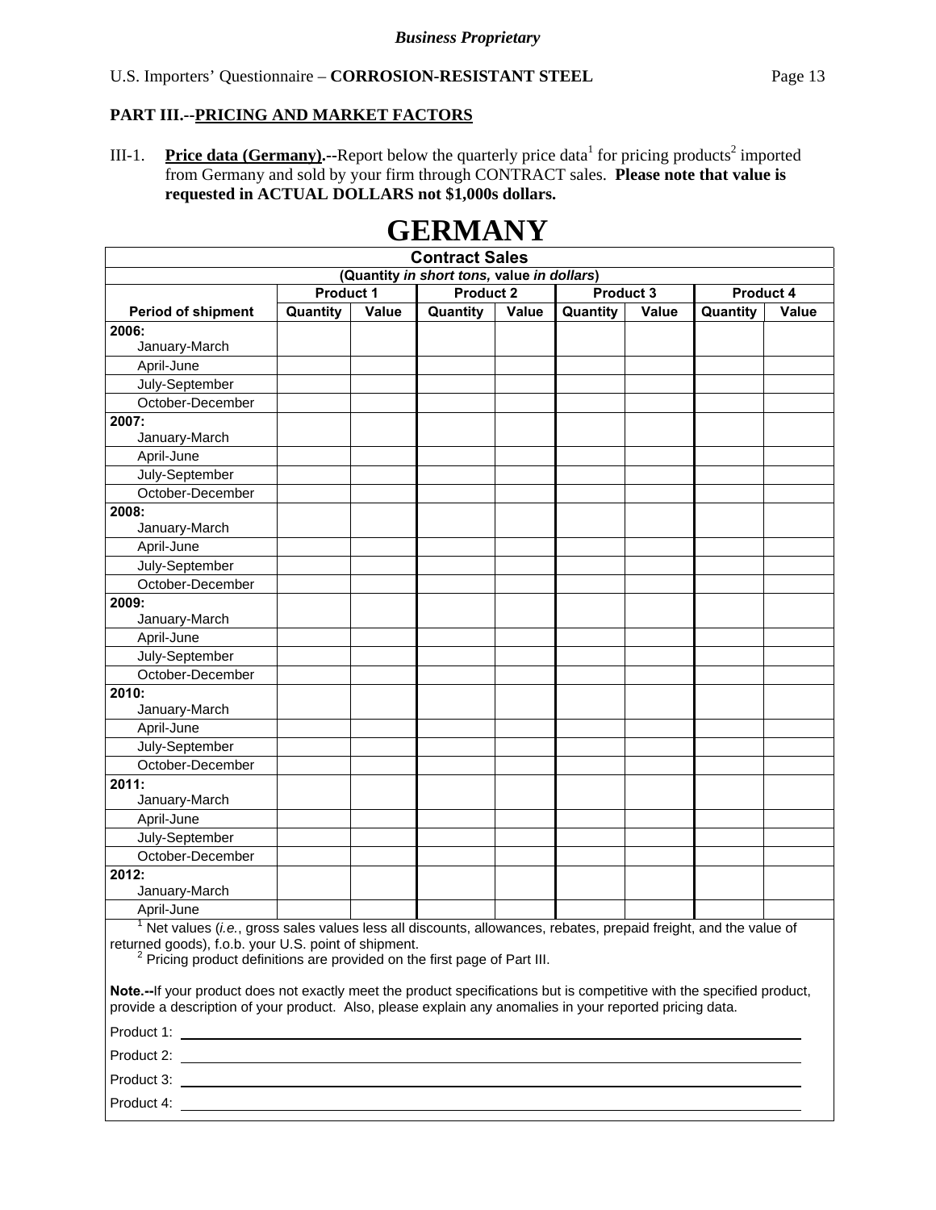**PART III.--PRICING AND MARKET FACTORS**

III-1. **Price data (Germany).--**Report below the quarterly price data[1] for pricing products[2] imported from Germany and sold by your firm through CONTRACT sales. **Please note that value is requested in ACTUAL DOLLARS not $1,000s dollars.**

# GERMANY

| Contract Sales | | | | | | | | |
|---|---|---|---|---|---|---|---|---|
| (Quantity *in short tons,* value *in dollars*) | | | | | | | | |
| | Product 1 | | Product 2 | | Product 3 | | Product 4 | |
| Period of shipment | Quantity | Value | Quantity | Value | Quantity | Value | Quantity | Value |
| 2006: January-March | | | | | | | | |
| April-June | | | | | | | | |
| July-September | | | | | | | | |
| October-December | | | | | | | | |
| 2007: January-March | | | | | | | | |
| April-June | | | | | | | | |
| July-September | | | | | | | | |
| October-December | | | | | | | | |
| 2008: January-March | | | | | | | | |
| April-June | | | | | | | | |
| July-September | | | | | | | | |
| October-December | | | | | | | | |
| 2009: January-March | | | | | | | | |
| April-June | | | | | | | | |
| July-September | | | | | | | | |
| October-December | | | | | | | | |
| 2010: January-March | | | | | | | | |
| April-June | | | | | | | | |
| July-September | | | | | | | | |
| October-December | | | | | | | | |
| 2011: January-March | | | | | | | | |
| April-June | | | | | | | | |
| July-September | | | | | | | | |
| October-December | | | | | | | | |
| 2012: January-March | | | | | | | | |
| April-June | | | | | | | | |

[1] Net values (*i.e.*, gross sales values less all discounts, allowances, rebates, prepaid freight, and the value of returned goods), f.o.b. your U.S. point of shipment.

[2] Pricing product definitions are provided on the first page of Part III.

**Note.--**If your product does not exactly meet the product specifications but is competitive with the specified product, provide a description of your product. Also, please explain any anomalies in your reported pricing data.

Product 1: \_\_\_\_\_\_\_\_\_\_\_\_\_\_\_\_\_\_\_\_\_\_\_\_\_\_\_\_\_\_\_\_\_\_\_\_\_\_\_\_

Product 2: \_\_\_\_\_\_\_\_\_\_\_\_\_\_\_\_\_\_\_\_\_\_\_\_\_\_\_\_\_\_\_\_\_\_\_\_\_\_\_\_

Product 3: \_\_\_\_\_\_\_\_\_\_\_\_\_\_\_\_\_\_\_\_\_\_\_\_\_\_\_\_\_\_\_\_\_\_\_\_\_\_\_\_

Product 4: \_\_\_\_\_\_\_\_\_\_\_\_\_\_\_\_\_\_\_\_\_\_\_\_\_\_\_\_\_\_\_\_\_\_\_\_\_\_\_\_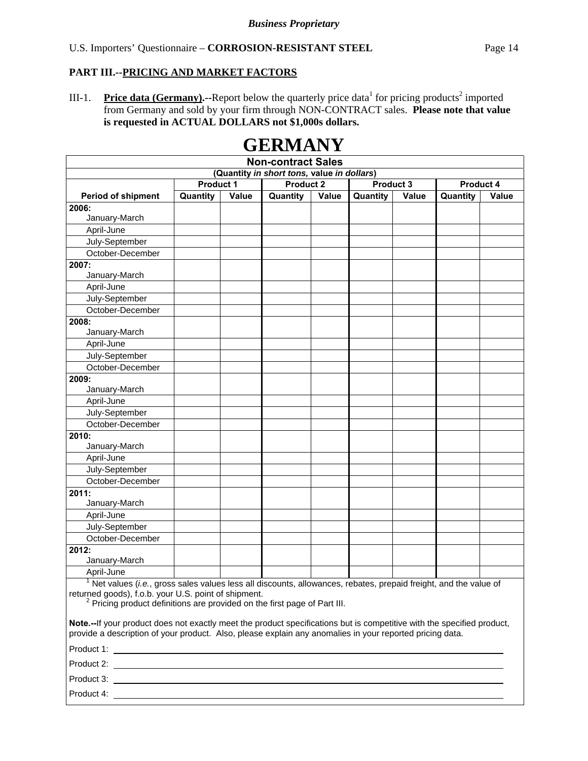*Business Proprietary*

## PART III.--PRICING AND MARKET FACTORS

III-1. **Price data (Germany).**--Report below the quarterly price data[1] for pricing products[2] imported from Germany and sold by your firm through NON-CONTRACT sales. **Please note that value is requested in ACTUAL DOLLARS not $1,000s dollars.**

# GERMANY

| Non-contract Sales | | | | | | | | |
|---|---|---|---|---|---|---|---|---|
| (Quantity *in short tons,* value *in dollars*) | | | | | | | | |
| | Product 1 | | Product 2 | | Product 3 | | Product 4 | |
| **Period of shipment** | **Quantity** | **Value** | **Quantity** | **Value** | **Quantity** | **Value** | **Quantity** | **Value** |
| **2006:** January-March | | | | | | | | |
| April-June | | | | | | | | |
| July-September | | | | | | | | |
| October-December | | | | | | | | |
| **2007:** January-March | | | | | | | | |
| April-June | | | | | | | | |
| July-September | | | | | | | | |
| October-December | | | | | | | | |
| **2008:** January-March | | | | | | | | |
| April-June | | | | | | | | |
| July-September | | | | | | | | |
| October-December | | | | | | | | |
| **2009:** January-March | | | | | | | | |
| April-June | | | | | | | | |
| July-September | | | | | | | | |
| October-December | | | | | | | | |
| **2010:** January-March | | | | | | | | |
| April-June | | | | | | | | |
| July-September | | | | | | | | |
| October-December | | | | | | | | |
| **2011:** January-March | | | | | | | | |
| April-June | | | | | | | | |
| July-September | | | | | | | | |
| October-December | | | | | | | | |
| **2012:** January-March | | | | | | | | |
| April-June | | | | | | | | |

[1] Net values (*i.e.*, gross sales values less all discounts, allowances, rebates, prepaid freight, and the value of returned goods), f.o.b. your U.S. point of shipment.

[2] Pricing product definitions are provided on the first page of Part III.

**Note.--**If your product does not exactly meet the product specifications but is competitive with the specified product, provide a description of your product. Also, please explain any anomalies in your reported pricing data.

Product 1: ______________________________

Product 2: ______________________________

Product 3: ______________________________

Product 4: ______________________________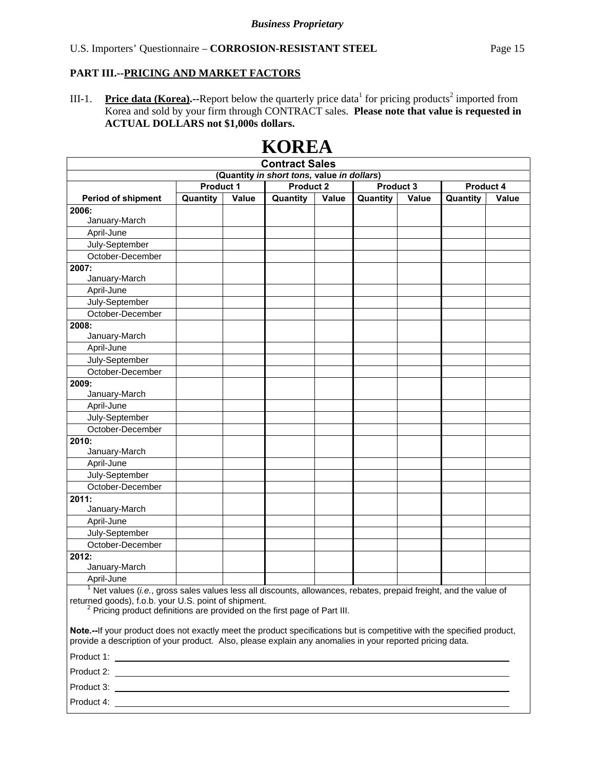**Business Proprietary**

U.S. Importers' Questionnaire – **CORROSION-RESISTANT STEEL**

## PART III.--PRICING AND MARKET FACTORS

III-1. **Price data (Korea).--**Report below the quarterly price data[1] for pricing products[2] imported from Korea and sold by your firm through CONTRACT sales. **Please note that value is requested in ACTUAL DOLLARS not $1,000s dollars.**

# KOREA

| Contract Sales (Quantity *in short tons,* value *in dollars*) | | | | | | | | |
|---|---|---|---|---|---|---|---|---|
| | Product 1 | | Product 2 | | Product 3 | | Product 4 | |
| **Period of shipment** | **Quantity** | **Value** | **Quantity** | **Value** | **Quantity** | **Value** | **Quantity** | **Value** |
| **2006:** January-March | | | | | | | | |
| April-June | | | | | | | | |
| July-September | | | | | | | | |
| October-December | | | | | | | | |
| **2007:** January-March | | | | | | | | |
| April-June | | | | | | | | |
| July-September | | | | | | | | |
| October-December | | | | | | | | |
| **2008:** January-March | | | | | | | | |
| April-June | | | | | | | | |
| July-September | | | | | | | | |
| October-December | | | | | | | | |
| **2009:** January-March | | | | | | | | |
| April-June | | | | | | | | |
| July-September | | | | | | | | |
| October-December | | | | | | | | |
| **2010:** January-March | | | | | | | | |
| April-June | | | | | | | | |
| July-September | | | | | | | | |
| October-December | | | | | | | | |
| **2011:** January-March | | | | | | | | |
| April-June | | | | | | | | |
| July-September | | | | | | | | |
| October-December | | | | | | | | |
| **2012:** January-March | | | | | | | | |
| April-June | | | | | | | | |

[1] Net values (*i.e.*, gross sales values less all discounts, allowances, rebates, prepaid freight, and the value of returned goods), f.o.b. your U.S. point of shipment.

[2] Pricing product definitions are provided on the first page of Part III.

**Note.--**If your product does not exactly meet the product specifications but is competitive with the specified product, provide a description of your product. Also, please explain any anomalies in your reported pricing data.

Product 1: ______________________________

Product 2: ______________________________

Product 3: ______________________________

Product 4: ______________________________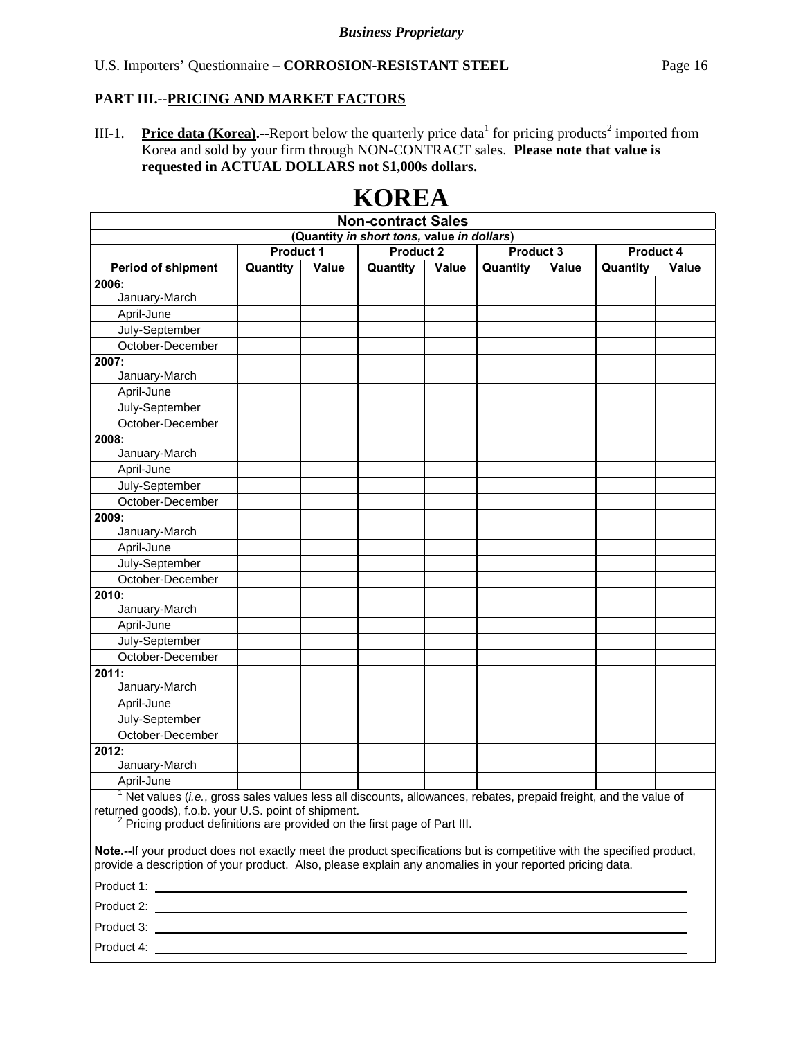*Business Proprietary*

U.S. Importers' Questionnaire – **CORROSION-RESISTANT STEEL**

## PART III.--PRICING AND MARKET FACTORS

III-1. **Price data (Korea).--**Report below the quarterly price data[1] for pricing products[2] imported from Korea and sold by your firm through NON-CONTRACT sales. **Please note that value is requested in ACTUAL DOLLARS not $1,000s dollars.**

# KOREA

**Non-contract Sales**

**(Quantity *in short tons,* value *in dollars*)**

| Period of shipment | Product 1 | | Product 2 | | Product 3 | | Product 4 | |
|---|---|---|---|---|---|---|---|---|
| | Quantity | Value | Quantity | Value | Quantity | Value | Quantity | Value |
| **2006:** January-March | | | | | | | | |
| April-June | | | | | | | | |
| July-September | | | | | | | | |
| October-December | | | | | | | | |
| **2007:** January-March | | | | | | | | |
| April-June | | | | | | | | |
| July-September | | | | | | | | |
| October-December | | | | | | | | |
| **2008:** January-March | | | | | | | | |
| April-June | | | | | | | | |
| July-September | | | | | | | | |
| October-December | | | | | | | | |
| **2009:** January-March | | | | | | | | |
| April-June | | | | | | | | |
| July-September | | | | | | | | |
| October-December | | | | | | | | |
| **2010:** January-March | | | | | | | | |
| April-June | | | | | | | | |
| July-September | | | | | | | | |
| October-December | | | | | | | | |
| **2011:** January-March | | | | | | | | |
| April-June | | | | | | | | |
| July-September | | | | | | | | |
| October-December | | | | | | | | |
| **2012:** January-March | | | | | | | | |
| April-June | | | | | | | | |

[1] Net values (*i.e.*, gross sales values less all discounts, allowances, rebates, prepaid freight, and the value of returned goods), f.o.b. your U.S. point of shipment.

[2] Pricing product definitions are provided on the first page of Part III.

**Note.--**If your product does not exactly meet the product specifications but is competitive with the specified product, provide a description of your product. Also, please explain any anomalies in your reported pricing data.

Product 1: ______________________________

Product 2: ______________________________

Product 3: ______________________________

Product 4: ______________________________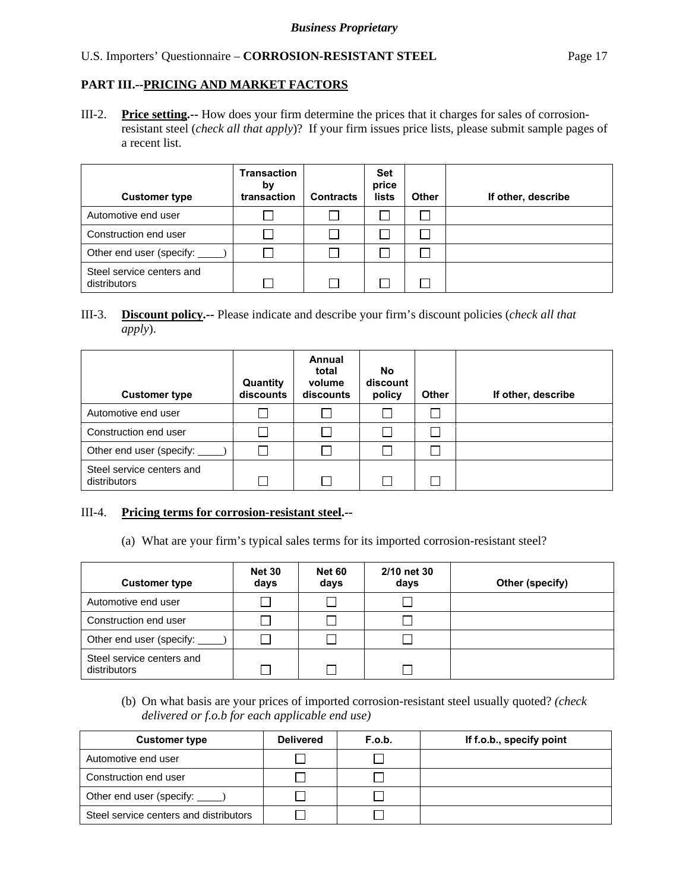## PART III.--PRICING AND MARKET FACTORS

III-2. **Price setting.--** How does your firm determine the prices that it charges for sales of corrosion-resistant steel (*check all that apply*)? If your firm issues price lists, please submit sample pages of a recent list.

| Customer type | Transaction by transaction | Contracts | Set price lists | Other | If other, describe |
|---|---|---|---|---|---|
| Automotive end user | ☐ | ☐ | ☐ | ☐ | |
| Construction end user | ☐ | ☐ | ☐ | ☐ | |
| Other end user (specify: _____) | ☐ | ☐ | ☐ | ☐ | |
| Steel service centers and distributors | ☐ | ☐ | ☐ | ☐ | |

III-3. **Discount policy.--** Please indicate and describe your firm's discount policies (*check all that apply*).

| Customer type | Quantity discounts | Annual total volume discounts | No discount policy | Other | If other, describe |
|---|---|---|---|---|---|
| Automotive end user | ☐ | ☐ | ☐ | ☐ | |
| Construction end user | ☐ | ☐ | ☐ | ☐ | |
| Other end user (specify: _____) | ☐ | ☐ | ☐ | ☐ | |
| Steel service centers and distributors | ☐ | ☐ | ☐ | ☐ | |

III-4. **Pricing terms for corrosion-resistant steel.--**

(a) What are your firm's typical sales terms for its imported corrosion-resistant steel?

| Customer type | Net 30 days | Net 60 days | 2/10 net 30 days | Other (specify) |
|---|---|---|---|---|
| Automotive end user | ☐ | ☐ | ☐ | |
| Construction end user | ☐ | ☐ | ☐ | |
| Other end user (specify: _____) | ☐ | ☐ | ☐ | |
| Steel service centers and distributors | ☐ | ☐ | ☐ | |

(b) On what basis are your prices of imported corrosion-resistant steel usually quoted? *(check delivered or f.o.b for each applicable end use)*

| Customer type | Delivered | F.o.b. | If f.o.b., specify point |
|---|---|---|---|
| Automotive end user | ☐ | ☐ | |
| Construction end user | ☐ | ☐ | |
| Other end user (specify: _____) | ☐ | ☐ | |
| Steel service centers and distributors | ☐ | ☐ | |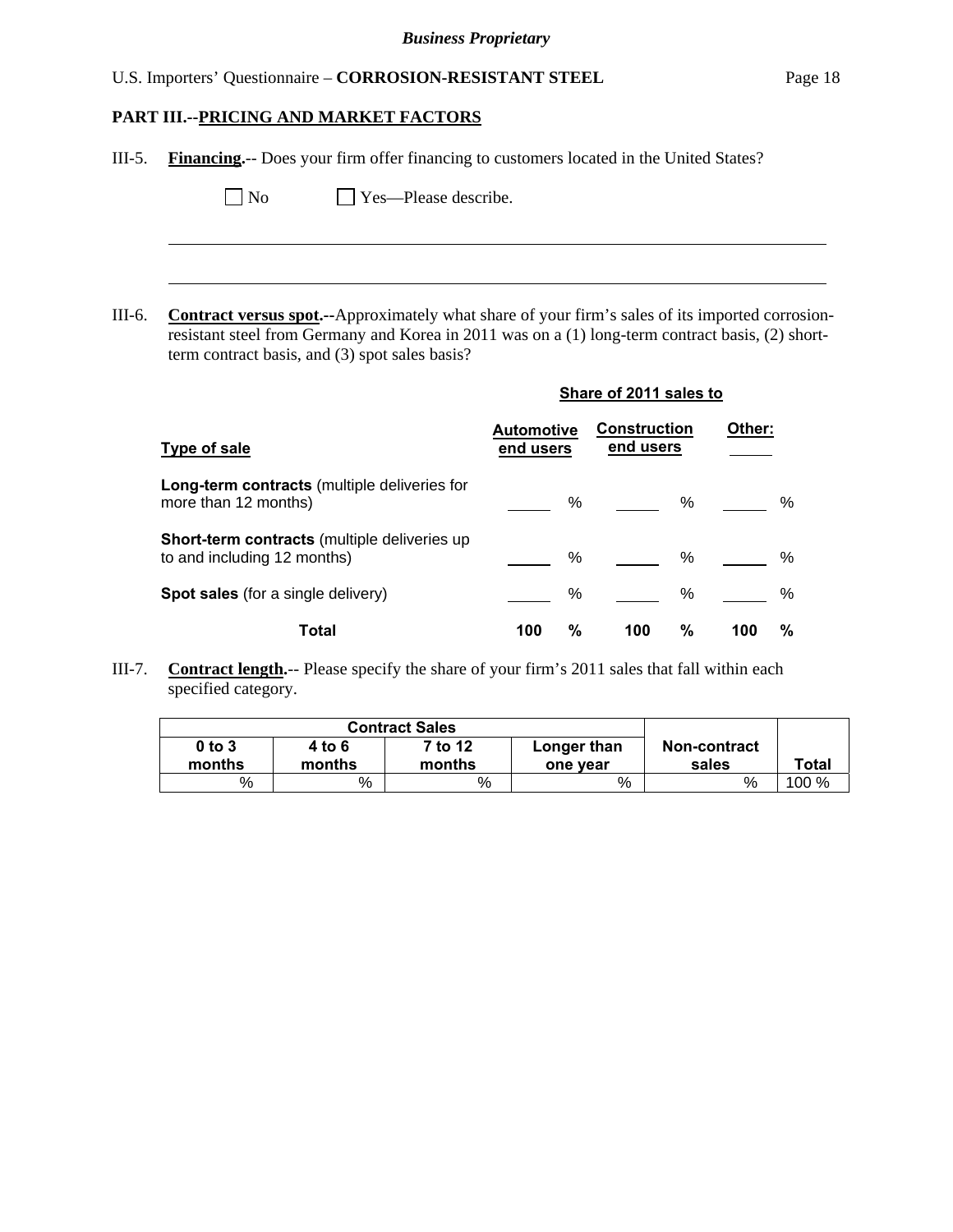**PART III.--PRICING AND MARKET FACTORS**

III-5. **Financing.**-- Does your firm offer financing to customers located in the United States?

☐ No ☐ Yes—Please describe.

______________________________________________________________________

______________________________________________________________________

III-6. **Contract versus spot.--**Approximately what share of your firm's sales of its imported corrosion-resistant steel from Germany and Korea in 2011 was on a (1) long-term contract basis, (2) short-term contract basis, and (3) spot sales basis?

| | Share of 2011 sales to | | |
|---|---|---|---|
| **Type of sale** | **Automotive end users** | **Construction end users** | **Other: \_\_\_\_\_** |
| **Long-term contracts** (multiple deliveries for more than 12 months) | \_\_\_\_\_ % | \_\_\_\_\_ % | \_\_\_\_\_ % |
| **Short-term contracts** (multiple deliveries up to and including 12 months) | \_\_\_\_\_ % | \_\_\_\_\_ % | \_\_\_\_\_ % |
| **Spot sales** (for a single delivery) | \_\_\_\_\_ % | \_\_\_\_\_ % | \_\_\_\_\_ % |
| **Total** | **100 %** | **100 %** | **100 %** |

III-7. **Contract length.**-- Please specify the share of your firm's 2011 sales that fall within each specified category.

| Contract Sales | | | | | |
|---|---|---|---|---|---|
| **0 to 3 months** | **4 to 6 months** | **7 to 12 months** | **Longer than one year** | **Non-contract sales** | **Total** |
| % | % | % | % | % | 100 % |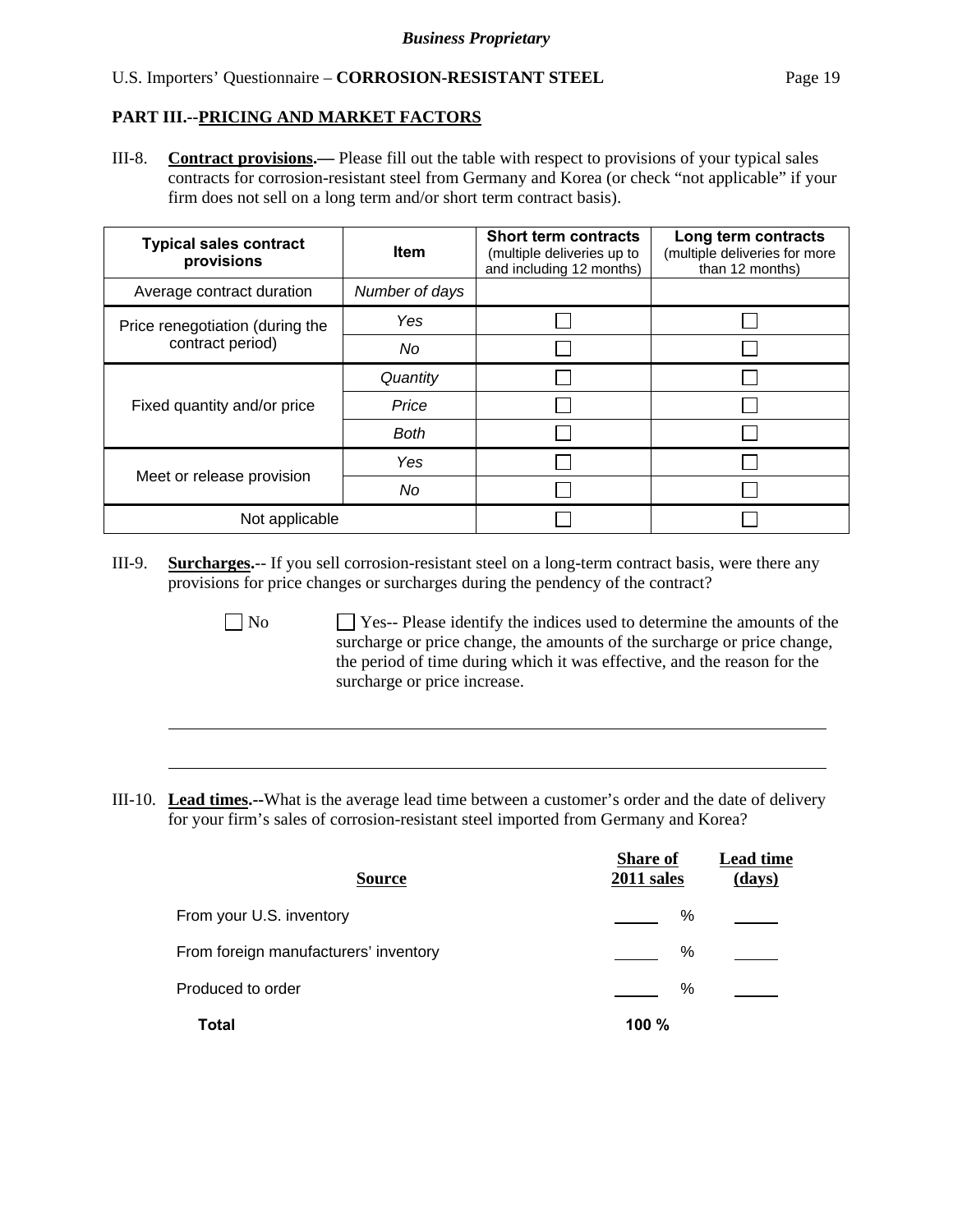*Business Proprietary*

## PART III.--PRICING AND MARKET FACTORS

III-8. **Contract provisions.—** Please fill out the table with respect to provisions of your typical sales contracts for corrosion-resistant steel from Germany and Korea (or check "not applicable" if your firm does not sell on a long term and/or short term contract basis).

| Typical sales contract provisions | Item | Short term contracts (multiple deliveries up to and including 12 months) | Long term contracts (multiple deliveries for more than 12 months) |
|---|---|---|---|
| Average contract duration | *Number of days* | | |
| Price renegotiation (during the contract period) | *Yes* | ☐ | ☐ |
| | *No* | ☐ | ☐ |
| Fixed quantity and/or price | *Quantity* | ☐ | ☐ |
| | *Price* | ☐ | ☐ |
| | *Both* | ☐ | ☐ |
| Meet or release provision | *Yes* | ☐ | ☐ |
| | *No* | ☐ | ☐ |
| Not applicable | | ☐ | ☐ |

III-9. **Surcharges.**-- If you sell corrosion-resistant steel on a long-term contract basis, were there any provisions for price changes or surcharges during the pendency of the contract?

☐ No ☐ Yes-- Please identify the indices used to determine the amounts of the surcharge or price change, the amounts of the surcharge or price change, the period of time during which it was effective, and the reason for the surcharge or price increase.

______________________________________________________________________

______________________________________________________________________

III-10. **Lead times.**--What is the average lead time between a customer's order and the date of delivery for your firm's sales of corrosion-resistant steel imported from Germany and Korea?

| Source | Share of 2011 sales | Lead time (days) |
|---|---|---|
| From your U.S. inventory | _____ % | _____ |
| From foreign manufacturers' inventory | _____ % | _____ |
| Produced to order | _____ % | _____ |
| **Total** | **100 %** | |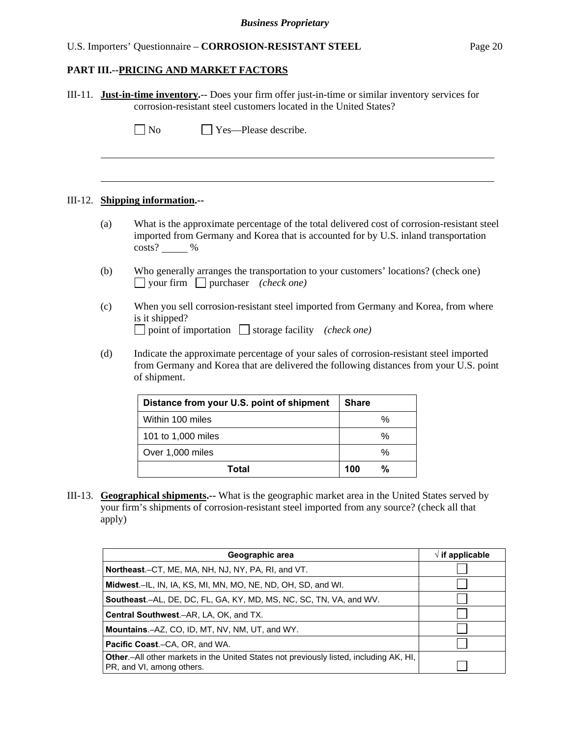## PART III.--PRICING AND MARKET FACTORS

III-11. **Just-in-time inventory.**-- Does your firm offer just-in-time or similar inventory services for corrosion-resistant steel customers located in the United States?

☐ No ☐ Yes—Please describe.

\_\_\_\_\_\_\_\_\_\_\_\_\_\_\_\_\_\_\_\_\_\_\_\_\_\_\_\_\_\_\_\_\_\_\_\_\_\_\_\_\_\_\_\_\_\_\_\_\_\_\_\_\_\_\_\_\_\_\_\_\_\_\_\_\_\_\_\_\_\_\_\_

\_\_\_\_\_\_\_\_\_\_\_\_\_\_\_\_\_\_\_\_\_\_\_\_\_\_\_\_\_\_\_\_\_\_\_\_\_\_\_\_\_\_\_\_\_\_\_\_\_\_\_\_\_\_\_\_\_\_\_\_\_\_\_\_\_\_\_\_\_\_\_\_

III-12. **Shipping information.--**

(a) What is the approximate percentage of the total delivered cost of corrosion-resistant steel imported from Germany and Korea that is accounted for by U.S. inland transportation costs? \_\_\_\_\_ %

(b) Who generally arranges the transportation to your customers' locations? (check one)
☐ your firm ☐ purchaser *(check one)*

(c) When you sell corrosion-resistant steel imported from Germany and Korea, from where is it shipped?
☐ point of importation ☐ storage facility *(check one)*

(d) Indicate the approximate percentage of your sales of corrosion-resistant steel imported from Germany and Korea that are delivered the following distances from your U.S. point of shipment.

| Distance from your U.S. point of shipment | Share |
|---|---|
| Within 100 miles | % |
| 101 to 1,000 miles | % |
| Over 1,000 miles | % |
| **Total** | **100 %** |

III-13. **Geographical shipments.--** What is the geographic market area in the United States served by your firm's shipments of corrosion-resistant steel imported from any source? (check all that apply)

| Geographic area | √ if applicable |
|---|---|
| **Northeast**.–CT, ME, MA, NH, NJ, NY, PA, RI, and VT. | ☐ |
| **Midwest**.–IL, IN, IA, KS, MI, MN, MO, NE, ND, OH, SD, and WI. | ☐ |
| **Southeast**.–AL, DE, DC, FL, GA, KY, MD, MS, NC, SC, TN, VA, and WV. | ☐ |
| **Central Southwest**.–AR, LA, OK, and TX. | ☐ |
| **Mountains**.–AZ, CO, ID, MT, NV, NM, UT, and WY. | ☐ |
| **Pacific Coast**.–CA, OR, and WA. | ☐ |
| **Other**.–All other markets in the United States not previously listed, including AK, HI, PR, and VI, among others. | ☐ |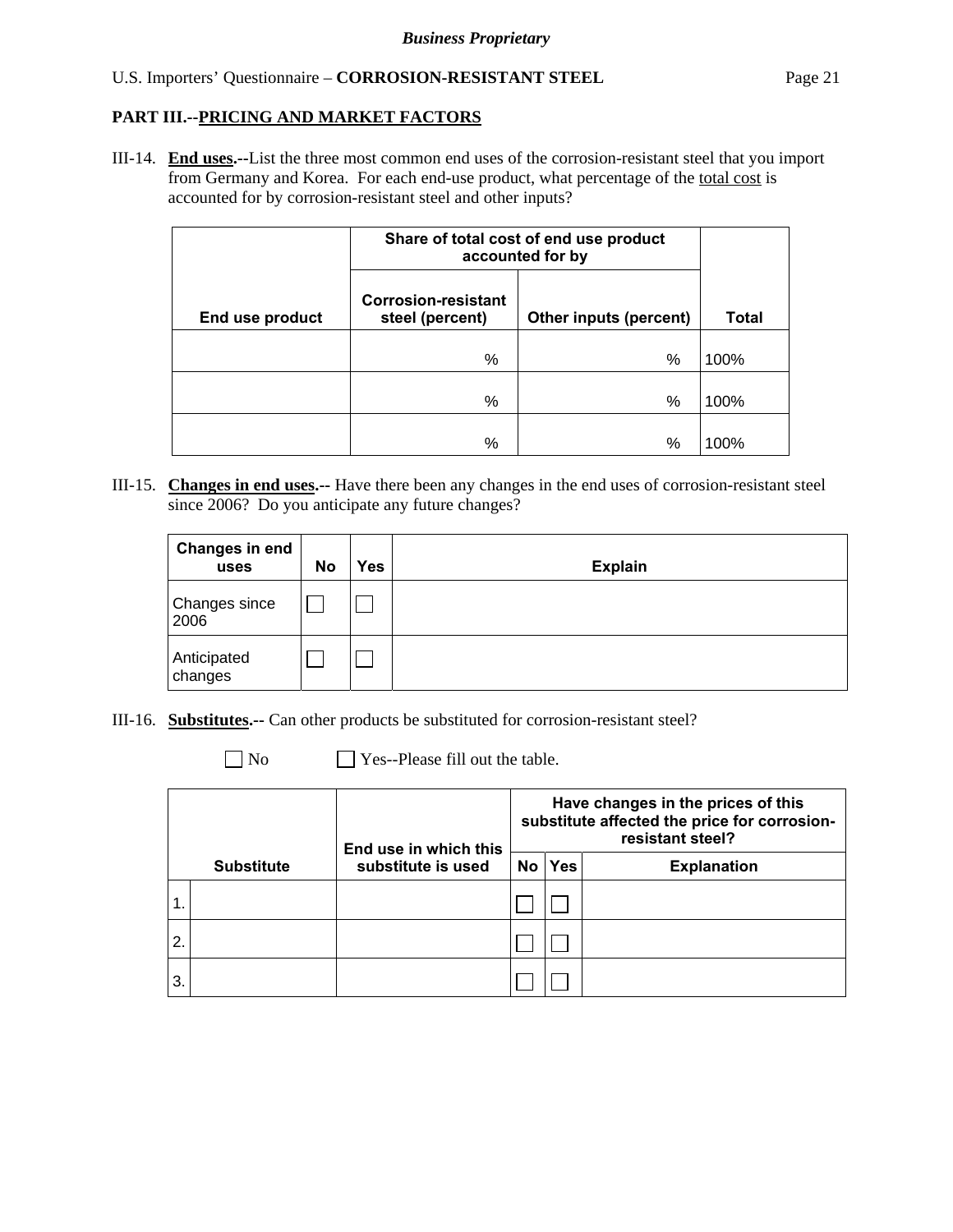## PART III.--PRICING AND MARKET FACTORS

III-14. **End uses.--**List the three most common end uses of the corrosion-resistant steel that you import from Germany and Korea. For each end-use product, what percentage of the total cost is accounted for by corrosion-resistant steel and other inputs?

| End use product | Share of total cost of end use product accounted for by | | Total |
|---|---|---|---|
| | Corrosion-resistant steel (percent) | Other inputs (percent) | |
| | % | % | 100% |
| | % | % | 100% |
| | % | % | 100% |

III-15. **Changes in end uses.--** Have there been any changes in the end uses of corrosion-resistant steel since 2006? Do you anticipate any future changes?

| Changes in end uses | No | Yes | Explain |
|---|---|---|---|
| Changes since 2006 | ☐ | ☐ | |
| Anticipated changes | ☐ | ☐ | |

III-16. **Substitutes.--** Can other products be substituted for corrosion-resistant steel?

☐ No ☐ Yes--Please fill out the table.

| Substitute | | End use in which this substitute is used | Have changes in the prices of this substitute affected the price for corrosion-resistant steel? | | |
|---|---|---|---|---|---|
| | | | No | Yes | Explanation |
| 1. | | | ☐ | ☐ | |
| 2. | | | ☐ | ☐ | |
| 3. | | | ☐ | ☐ | |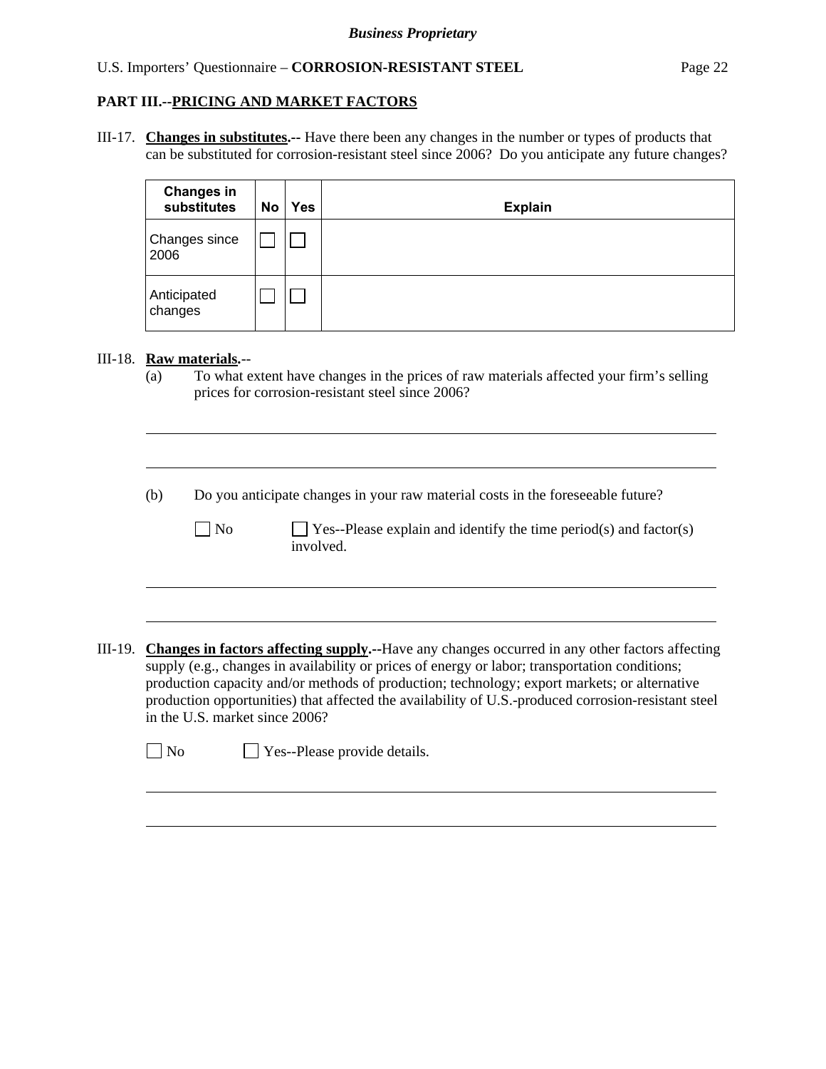## PART III.--PRICING AND MARKET FACTORS

III-17. **Changes in substitutes.--** Have there been any changes in the number or types of products that can be substituted for corrosion-resistant steel since 2006? Do you anticipate any future changes?

| Changes in substitutes | No | Yes | Explain |
|---|---|---|---|
| Changes since 2006 | ☐ | ☐ | |
| Anticipated changes | ☐ | ☐ | |

III-18. **Raw materials.--**

(a) To what extent have changes in the prices of raw materials affected your firm's selling prices for corrosion-resistant steel since 2006?

(b) Do you anticipate changes in your raw material costs in the foreseeable future?

☐ No ☐ Yes--Please explain and identify the time period(s) and factor(s) involved.

III-19. **Changes in factors affecting supply.--**Have any changes occurred in any other factors affecting supply (e.g., changes in availability or prices of energy or labor; transportation conditions; production capacity and/or methods of production; technology; export markets; or alternative production opportunities) that affected the availability of U.S.-produced corrosion-resistant steel in the U.S. market since 2006?

☐ No ☐ Yes--Please provide details.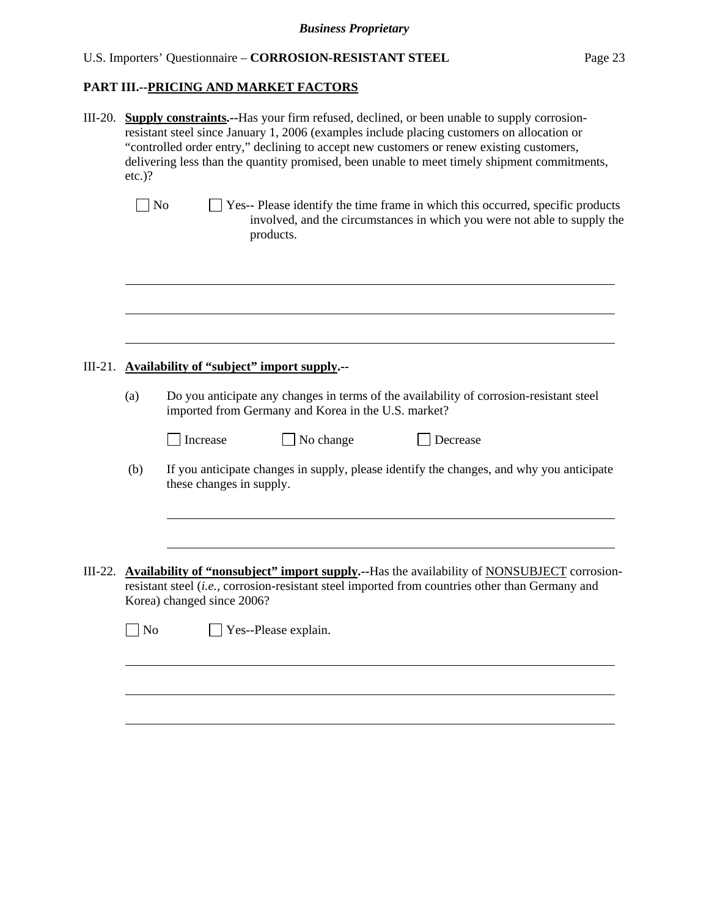## PART III.--PRICING AND MARKET FACTORS

III-20. **Supply constraints.**--Has your firm refused, declined, or been unable to supply corrosion-resistant steel since January 1, 2006 (examples include placing customers on allocation or "controlled order entry," declining to accept new customers or renew existing customers, delivering less than the quantity promised, been unable to meet timely shipment commitments, etc.)?

☐ No ☐ Yes-- Please identify the time frame in which this occurred, specific products involved, and the circumstances in which you were not able to supply the products.

\_\_\_\_\_\_\_\_\_\_\_\_\_\_\_\_\_\_\_\_\_\_\_\_\_\_\_\_\_\_\_\_\_\_\_\_\_\_\_\_\_\_\_\_\_\_\_\_\_\_\_\_\_\_\_\_\_\_\_\_\_\_\_\_\_\_\_\_\_\_\_\_

\_\_\_\_\_\_\_\_\_\_\_\_\_\_\_\_\_\_\_\_\_\_\_\_\_\_\_\_\_\_\_\_\_\_\_\_\_\_\_\_\_\_\_\_\_\_\_\_\_\_\_\_\_\_\_\_\_\_\_\_\_\_\_\_\_\_\_\_\_\_\_\_

\_\_\_\_\_\_\_\_\_\_\_\_\_\_\_\_\_\_\_\_\_\_\_\_\_\_\_\_\_\_\_\_\_\_\_\_\_\_\_\_\_\_\_\_\_\_\_\_\_\_\_\_\_\_\_\_\_\_\_\_\_\_\_\_\_\_\_\_\_\_\_\_

III-21. **Availability of "subject" import supply.**--

(a) Do you anticipate any changes in terms of the availability of corrosion-resistant steel imported from Germany and Korea in the U.S. market?

☐ Increase ☐ No change ☐ Decrease

(b) If you anticipate changes in supply, please identify the changes, and why you anticipate these changes in supply.

\_\_\_\_\_\_\_\_\_\_\_\_\_\_\_\_\_\_\_\_\_\_\_\_\_\_\_\_\_\_\_\_\_\_\_\_\_\_\_\_\_\_\_\_\_\_\_\_\_\_\_\_\_\_\_\_\_\_\_\_\_\_\_\_\_\_\_\_\_\_\_\_

\_\_\_\_\_\_\_\_\_\_\_\_\_\_\_\_\_\_\_\_\_\_\_\_\_\_\_\_\_\_\_\_\_\_\_\_\_\_\_\_\_\_\_\_\_\_\_\_\_\_\_\_\_\_\_\_\_\_\_\_\_\_\_\_\_\_\_\_\_\_\_\_

III-22. **Availability of "nonsubject" import supply.**--Has the availability of NONSUBJECT corrosion-resistant steel (*i.e.,* corrosion-resistant steel imported from countries other than Germany and Korea) changed since 2006?

☐ No ☐ Yes--Please explain.

\_\_\_\_\_\_\_\_\_\_\_\_\_\_\_\_\_\_\_\_\_\_\_\_\_\_\_\_\_\_\_\_\_\_\_\_\_\_\_\_\_\_\_\_\_\_\_\_\_\_\_\_\_\_\_\_\_\_\_\_\_\_\_\_\_\_\_\_\_\_\_\_

\_\_\_\_\_\_\_\_\_\_\_\_\_\_\_\_\_\_\_\_\_\_\_\_\_\_\_\_\_\_\_\_\_\_\_\_\_\_\_\_\_\_\_\_\_\_\_\_\_\_\_\_\_\_\_\_\_\_\_\_\_\_\_\_\_\_\_\_\_\_\_\_

\_\_\_\_\_\_\_\_\_\_\_\_\_\_\_\_\_\_\_\_\_\_\_\_\_\_\_\_\_\_\_\_\_\_\_\_\_\_\_\_\_\_\_\_\_\_\_\_\_\_\_\_\_\_\_\_\_\_\_\_\_\_\_\_\_\_\_\_\_\_\_\_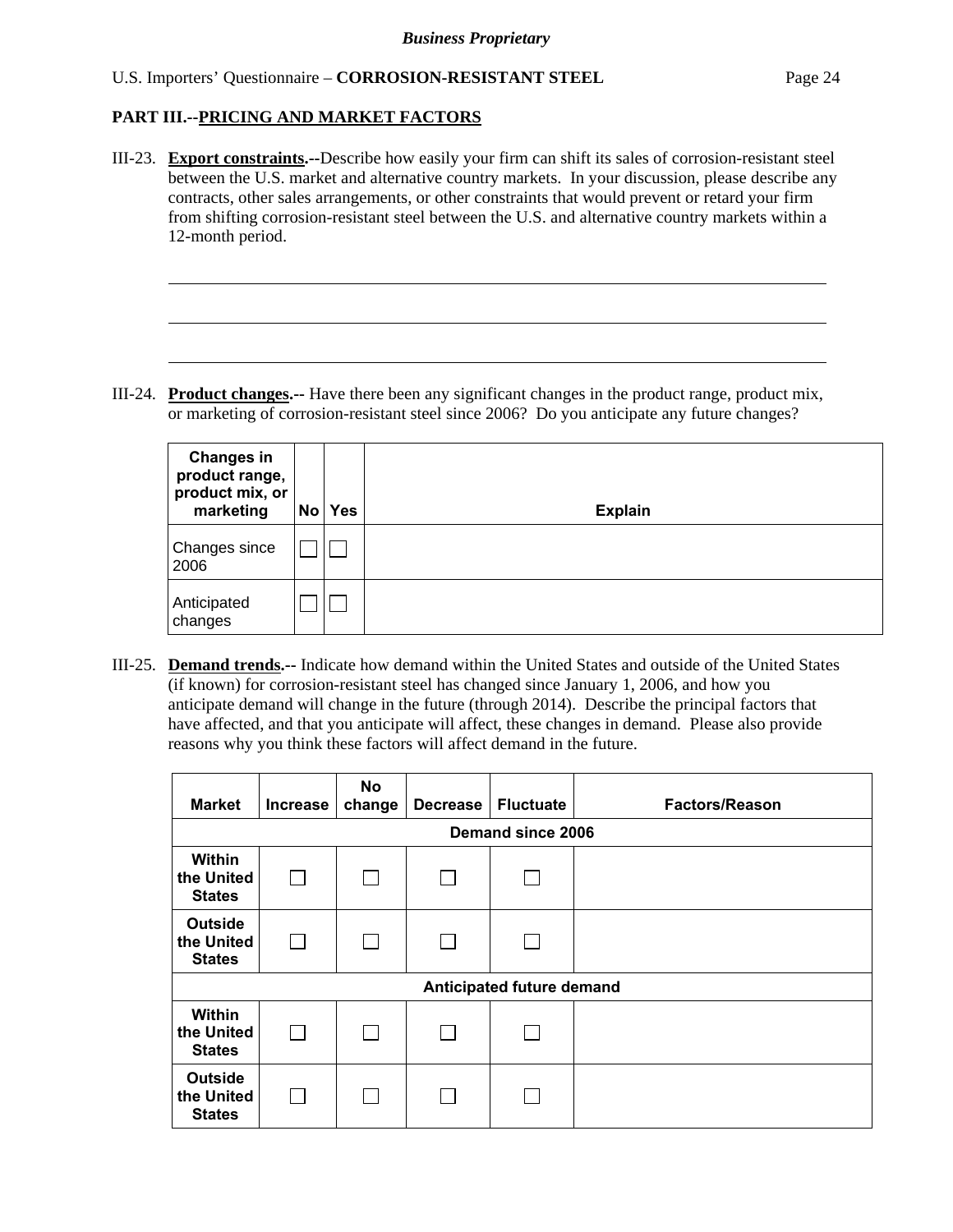## PART III.--PRICING AND MARKET FACTORS

III-23. **Export constraints.**--Describe how easily your firm can shift its sales of corrosion-resistant steel between the U.S. market and alternative country markets. In your discussion, please describe any contracts, other sales arrangements, or other constraints that would prevent or retard your firm from shifting corrosion-resistant steel between the U.S. and alternative country markets within a 12-month period.

\_\_\_\_\_\_\_\_\_\_\_\_\_\_\_\_\_\_\_\_\_\_\_\_\_\_\_\_\_\_\_\_\_\_\_\_\_\_\_\_\_\_\_\_\_\_\_\_\_\_\_\_\_\_\_\_\_\_\_\_\_\_\_\_\_\_\_\_\_\_\_\_\_\_\_\_

\_\_\_\_\_\_\_\_\_\_\_\_\_\_\_\_\_\_\_\_\_\_\_\_\_\_\_\_\_\_\_\_\_\_\_\_\_\_\_\_\_\_\_\_\_\_\_\_\_\_\_\_\_\_\_\_\_\_\_\_\_\_\_\_\_\_\_\_\_\_\_\_\_\_\_\_

\_\_\_\_\_\_\_\_\_\_\_\_\_\_\_\_\_\_\_\_\_\_\_\_\_\_\_\_\_\_\_\_\_\_\_\_\_\_\_\_\_\_\_\_\_\_\_\_\_\_\_\_\_\_\_\_\_\_\_\_\_\_\_\_\_\_\_\_\_\_\_\_\_\_\_\_

III-24. **Product changes.**-- Have there been any significant changes in the product range, product mix, or marketing of corrosion-resistant steel since 2006? Do you anticipate any future changes?

| Changes in product range, product mix, or marketing | No | Yes | Explain |
|---|---|---|---|
| Changes since 2006 | ☐ | ☐ | |
| Anticipated changes | ☐ | ☐ | |

III-25. **Demand trends.**-- Indicate how demand within the United States and outside of the United States (if known) for corrosion-resistant steel has changed since January 1, 2006, and how you anticipate demand will change in the future (through 2014). Describe the principal factors that have affected, and that you anticipate will affect, these changes in demand. Please also provide reasons why you think these factors will affect demand in the future.

| Market | Increase | No change | Decrease | Fluctuate | Factors/Reason |
|---|---|---|---|---|---|
| **Demand since 2006** | | | | | |
| Within the United States | ☐ | ☐ | ☐ | ☐ | |
| Outside the United States | ☐ | ☐ | ☐ | ☐ | |
| **Anticipated future demand** | | | | | |
| Within the United States | ☐ | ☐ | ☐ | ☐ | |
| Outside the United States | ☐ | ☐ | ☐ | ☐ | |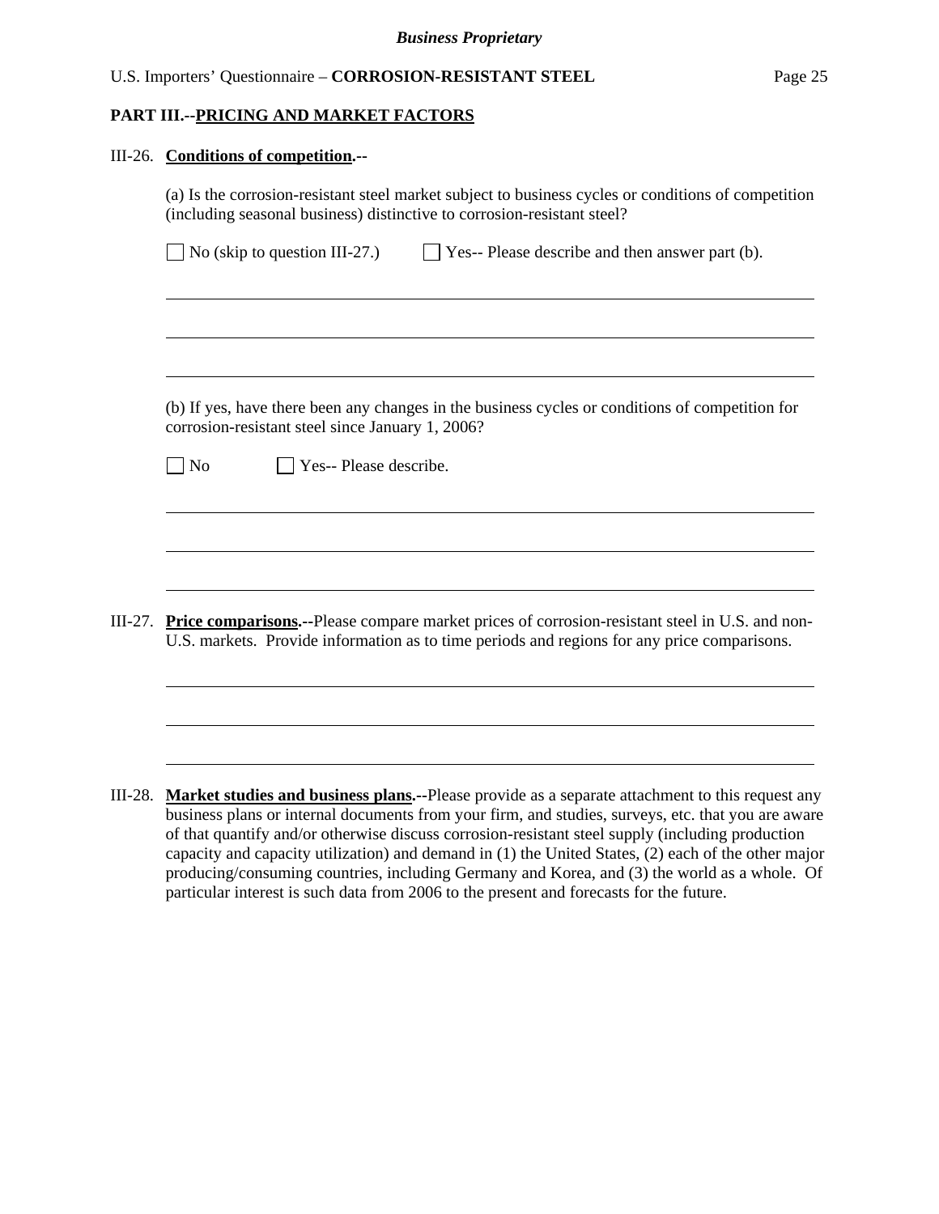*Business Proprietary*

## PART III.--PRICING AND MARKET FACTORS

III-26. **Conditions of competition.--**

(a) Is the corrosion-resistant steel market subject to business cycles or conditions of competition (including seasonal business) distinctive to corrosion-resistant steel?

☐ No (skip to question III-27.)  ☐ Yes-- Please describe and then answer part (b).

\_\_\_\_\_\_\_\_\_\_\_\_\_\_\_\_\_\_\_\_\_\_\_\_\_\_\_\_\_\_\_\_\_\_\_\_\_\_\_\_\_\_\_\_\_\_\_\_\_\_\_\_\_\_\_\_\_\_\_\_\_\_\_\_\_\_\_\_\_\_\_\_

\_\_\_\_\_\_\_\_\_\_\_\_\_\_\_\_\_\_\_\_\_\_\_\_\_\_\_\_\_\_\_\_\_\_\_\_\_\_\_\_\_\_\_\_\_\_\_\_\_\_\_\_\_\_\_\_\_\_\_\_\_\_\_\_\_\_\_\_\_\_\_\_

\_\_\_\_\_\_\_\_\_\_\_\_\_\_\_\_\_\_\_\_\_\_\_\_\_\_\_\_\_\_\_\_\_\_\_\_\_\_\_\_\_\_\_\_\_\_\_\_\_\_\_\_\_\_\_\_\_\_\_\_\_\_\_\_\_\_\_\_\_\_\_\_

(b) If yes, have there been any changes in the business cycles or conditions of competition for corrosion-resistant steel since January 1, 2006?

☐ No  ☐ Yes-- Please describe.

\_\_\_\_\_\_\_\_\_\_\_\_\_\_\_\_\_\_\_\_\_\_\_\_\_\_\_\_\_\_\_\_\_\_\_\_\_\_\_\_\_\_\_\_\_\_\_\_\_\_\_\_\_\_\_\_\_\_\_\_\_\_\_\_\_\_\_\_\_\_\_\_

\_\_\_\_\_\_\_\_\_\_\_\_\_\_\_\_\_\_\_\_\_\_\_\_\_\_\_\_\_\_\_\_\_\_\_\_\_\_\_\_\_\_\_\_\_\_\_\_\_\_\_\_\_\_\_\_\_\_\_\_\_\_\_\_\_\_\_\_\_\_\_\_

\_\_\_\_\_\_\_\_\_\_\_\_\_\_\_\_\_\_\_\_\_\_\_\_\_\_\_\_\_\_\_\_\_\_\_\_\_\_\_\_\_\_\_\_\_\_\_\_\_\_\_\_\_\_\_\_\_\_\_\_\_\_\_\_\_\_\_\_\_\_\_\_

III-27. **Price comparisons.--**Please compare market prices of corrosion-resistant steel in U.S. and non-U.S. markets. Provide information as to time periods and regions for any price comparisons.

\_\_\_\_\_\_\_\_\_\_\_\_\_\_\_\_\_\_\_\_\_\_\_\_\_\_\_\_\_\_\_\_\_\_\_\_\_\_\_\_\_\_\_\_\_\_\_\_\_\_\_\_\_\_\_\_\_\_\_\_\_\_\_\_\_\_\_\_\_\_\_\_

\_\_\_\_\_\_\_\_\_\_\_\_\_\_\_\_\_\_\_\_\_\_\_\_\_\_\_\_\_\_\_\_\_\_\_\_\_\_\_\_\_\_\_\_\_\_\_\_\_\_\_\_\_\_\_\_\_\_\_\_\_\_\_\_\_\_\_\_\_\_\_\_

\_\_\_\_\_\_\_\_\_\_\_\_\_\_\_\_\_\_\_\_\_\_\_\_\_\_\_\_\_\_\_\_\_\_\_\_\_\_\_\_\_\_\_\_\_\_\_\_\_\_\_\_\_\_\_\_\_\_\_\_\_\_\_\_\_\_\_\_\_\_\_\_

III-28. **Market studies and business plans.--**Please provide as a separate attachment to this request any business plans or internal documents from your firm, and studies, surveys, etc. that you are aware of that quantify and/or otherwise discuss corrosion-resistant steel supply (including production capacity and capacity utilization) and demand in (1) the United States, (2) each of the other major producing/consuming countries, including Germany and Korea, and (3) the world as a whole. Of particular interest is such data from 2006 to the present and forecasts for the future.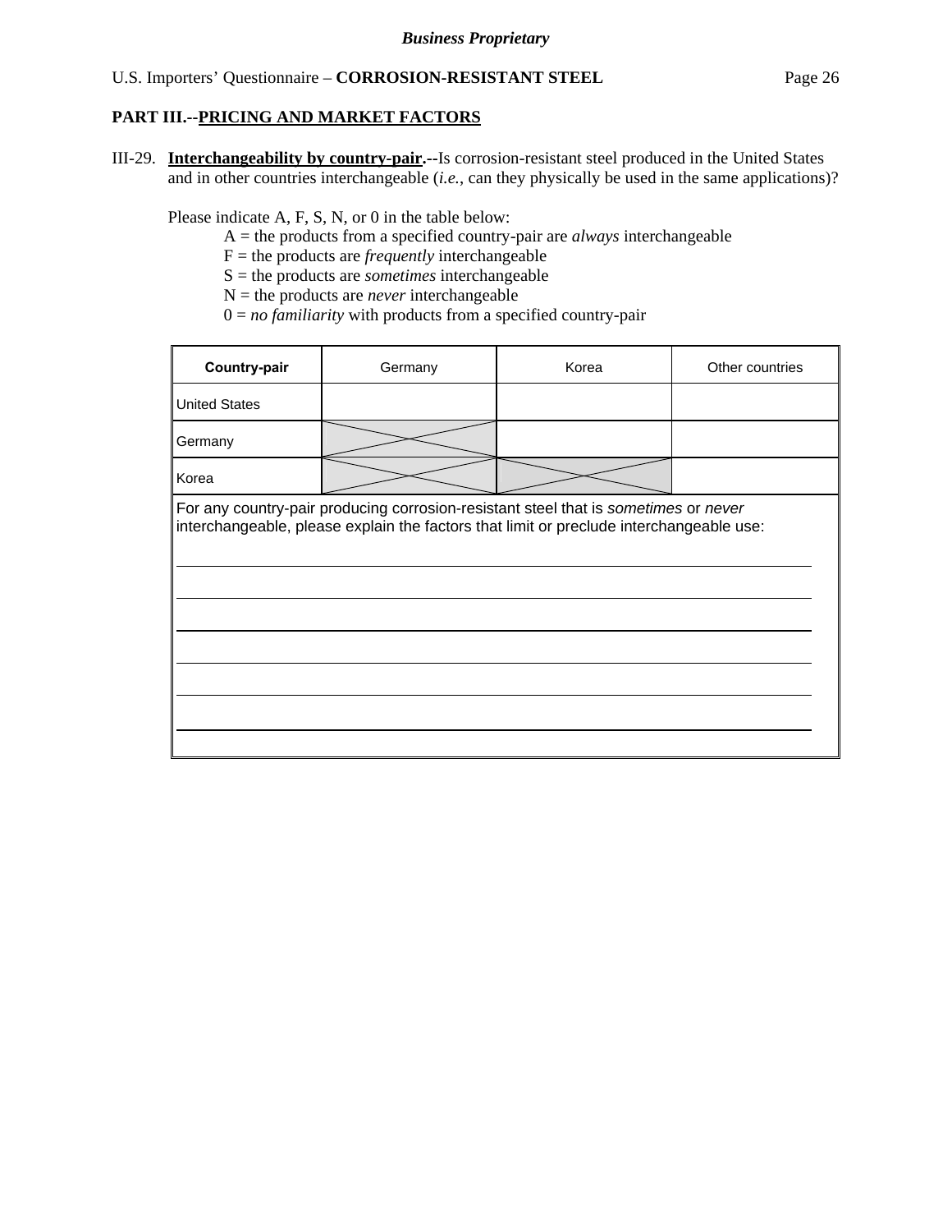**Business Proprietary**

U.S. Importers' Questionnaire – **CORROSION-RESISTANT STEEL**

## PART III.--PRICING AND MARKET FACTORS

III-29. **Interchangeability by country-pair.**--Is corrosion-resistant steel produced in the United States and in other countries interchangeable (*i.e.*, can they physically be used in the same applications)?

Please indicate A, F, S, N, or 0 in the table below:

A = the products from a specified country-pair are *always* interchangeable
F = the products are *frequently* interchangeable
S = the products are *sometimes* interchangeable
N = the products are *never* interchangeable
0 = *no familiarity* with products from a specified country-pair

| **Country-pair** | Germany | Korea | Other countries |
|---|---|---|---|
| United States | | | |
| Germany | X | | |
| Korea | X | X | |

For any country-pair producing corrosion-resistant steel that is *sometimes* or *never* interchangeable, please explain the factors that limit or preclude interchangeable use:

______________________________________________________________________________

______________________________________________________________________________

______________________________________________________________________________

______________________________________________________________________________

______________________________________________________________________________

______________________________________________________________________________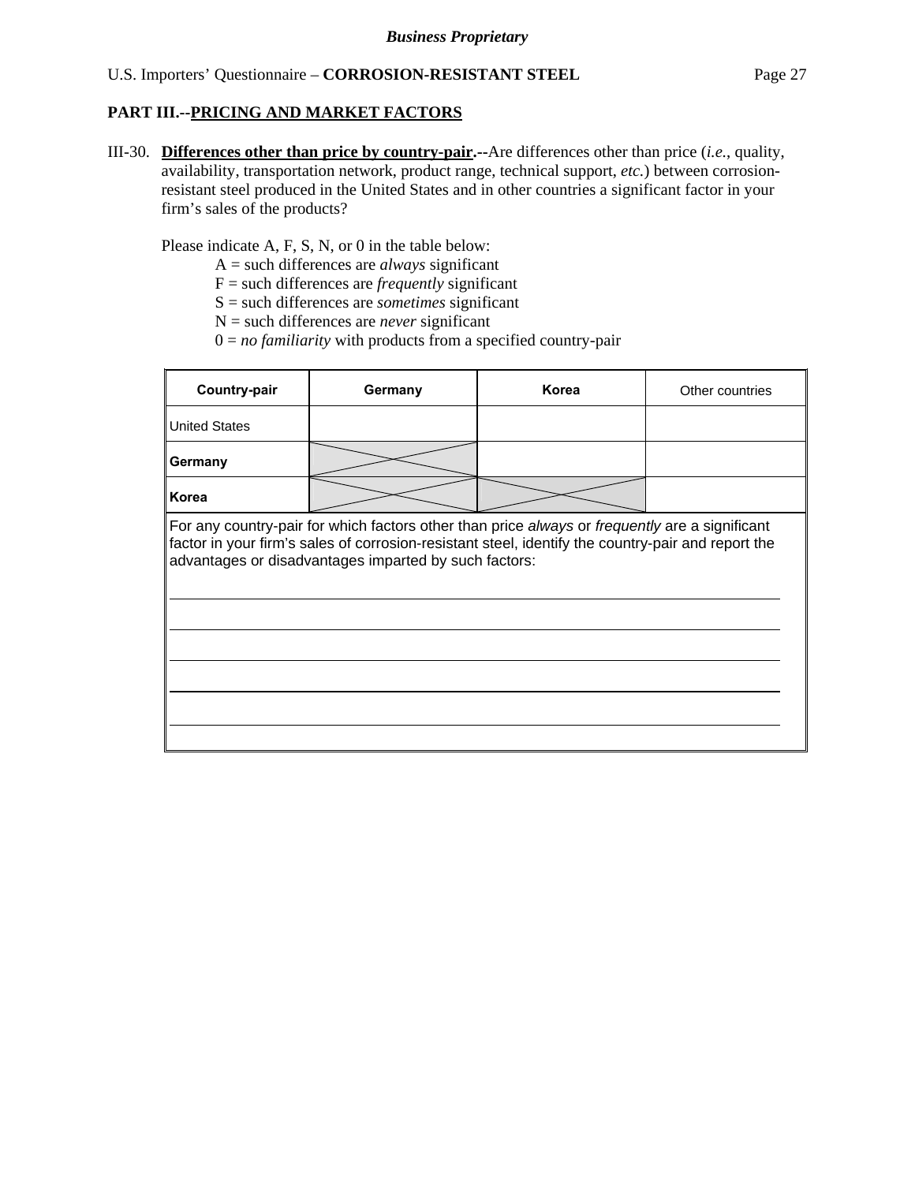**Business Proprietary**

U.S. Importers' Questionnaire – **CORROSION-RESISTANT STEEL**

## PART III.--PRICING AND MARKET FACTORS

III-30. **Differences other than price by country-pair.**--Are differences other than price (*i.e.*, quality, availability, transportation network, product range, technical support, *etc.*) between corrosion-resistant steel produced in the United States and in other countries a significant factor in your firm's sales of the products?

Please indicate A, F, S, N, or 0 in the table below:

- A = such differences are *always* significant
- F = such differences are *frequently* significant
- S = such differences are *sometimes* significant
- N = such differences are *never* significant
- 0 = *no familiarity* with products from a specified country-pair

| Country-pair | Germany | Korea | Other countries |
|---|---|---|---|
| United States | | | |
| Germany | X | | |
| Korea | X | X | |

For any country-pair for which factors other than price *always* or *frequently* are a significant factor in your firm's sales of corrosion-resistant steel, identify the country-pair and report the advantages or disadvantages imparted by such factors:

______________________________________________________________________

______________________________________________________________________

______________________________________________________________________

______________________________________________________________________

______________________________________________________________________